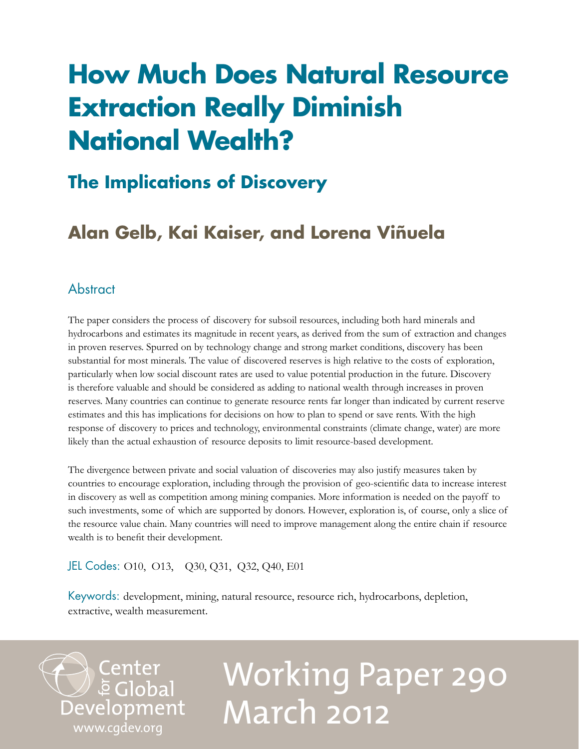# How Much Does Natural Resource Extraction Really Diminish National Wealth?

## The Implications of Discovery

### Alan Gelb, Kai Kaiser, and Lorena Viñuela

## Abstract

The paper considers the process of discovery for subsoil resources, including both hard minerals and hydrocarbons and estimates its magnitude in recent years, as derived from the sum of extraction and changes in proven reserves. Spurred on by technology change and strong market conditions, discovery has been substantial for most minerals. The value of discovered reserves is high relative to the costs of exploration, particularly when low social discount rates are used to value potential production in the future. Discovery is therefore valuable and should be considered as adding to national wealth through increases in proven reserves. Many countries can continue to generate resource rents far longer than indicated by current reserve estimates and this has implications for decisions on how to plan to spend or save rents. With the high response of discovery to prices and technology, environmental constraints (climate change, water) are more likely than the actual exhaustion of resource deposits to limit resource-based development.

The divergence between private and social valuation of discoveries may also justify measures taken by countries to encourage exploration, including through the provision of geo-scientific data to increase interest in discovery as well as competition among mining companies. More information is needed on the payoff to such investments, some of which are supported by donors. However, exploration is, of course, only a slice of the resource value chain. Many countries will need to improve management along the entire chain if resource wealth is to benefit their development.

JEL Codes: O10, O13, Q30, Q31, Q32, Q40, E01

Keywords: development, mining, natural resource, resource rich, hydrocarbons, depletion, extractive, wealth measurement.

Center for Global Development
www.cgdev.org

Working Paper 290
March 2012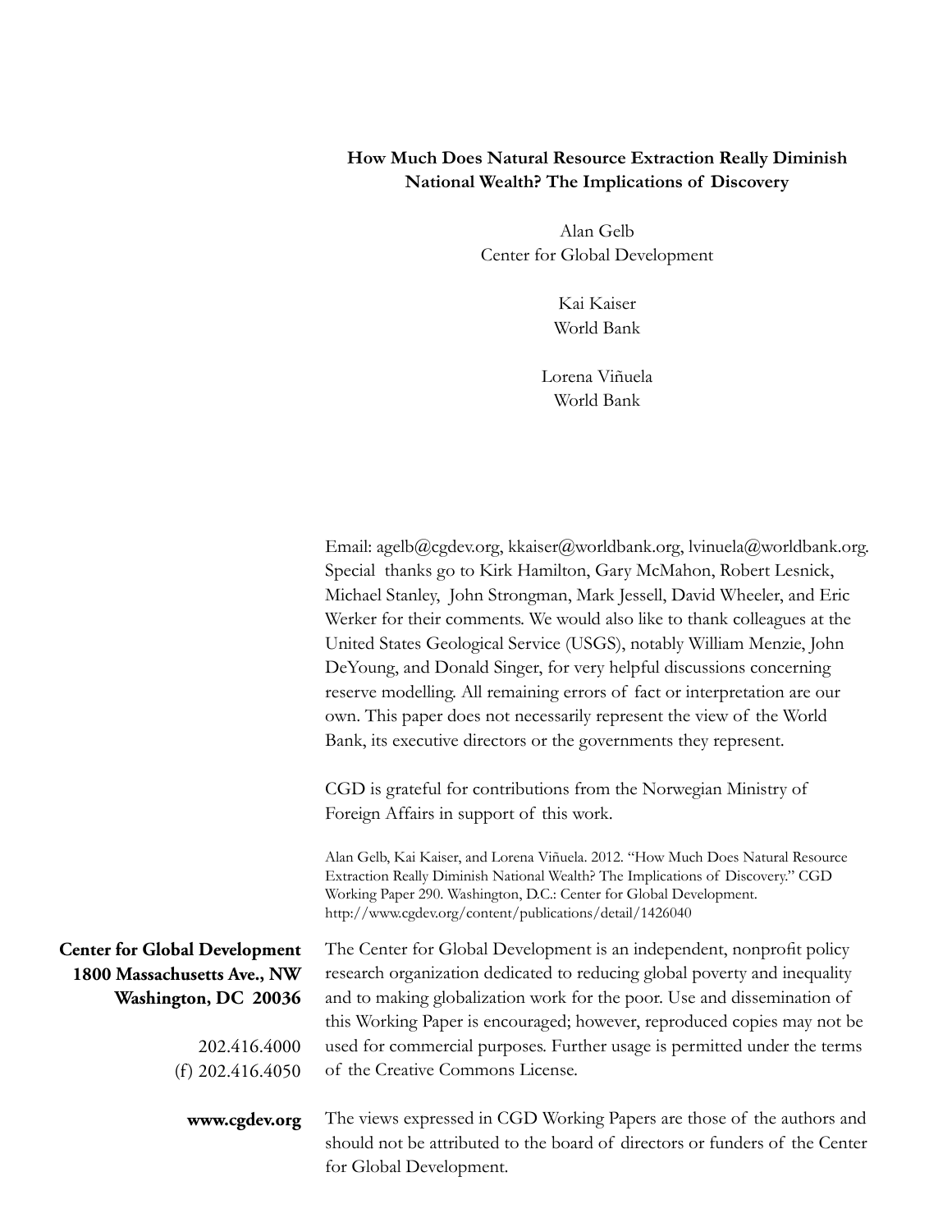**How Much Does Natural Resource Extraction Really Diminish National Wealth? The Implications of Discovery**

Alan Gelb
Center for Global Development

Kai Kaiser
World Bank

Lorena Viñuela
World Bank

Email: agelb@cgdev.org, kkaiser@worldbank.org, lvinuela@worldbank.org. Special thanks go to Kirk Hamilton, Gary McMahon, Robert Lesnick, Michael Stanley, John Strongman, Mark Jessell, David Wheeler, and Eric Werker for their comments. We would also like to thank colleagues at the United States Geological Service (USGS), notably William Menzie, John DeYoung, and Donald Singer, for very helpful discussions concerning reserve modelling. All remaining errors of fact or interpretation are our own. This paper does not necessarily represent the view of the World Bank, its executive directors or the governments they represent.

CGD is grateful for contributions from the Norwegian Ministry of Foreign Affairs in support of this work.

Alan Gelb, Kai Kaiser, and Lorena Viñuela. 2012. "How Much Does Natural Resource Extraction Really Diminish National Wealth? The Implications of Discovery." CGD Working Paper 290. Washington, D.C.: Center for Global Development. http://www.cgdev.org/content/publications/detail/1426040

**Center for Global Development**
**1800 Massachusetts Ave., NW**
**Washington, DC 20036**

202.416.4000
(f) 202.416.4050

**www.cgdev.org**

The Center for Global Development is an independent, nonprofit policy research organization dedicated to reducing global poverty and inequality and to making globalization work for the poor. Use and dissemination of this Working Paper is encouraged; however, reproduced copies may not be used for commercial purposes. Further usage is permitted under the terms of the Creative Commons License.

The views expressed in CGD Working Papers are those of the authors and should not be attributed to the board of directors or funders of the Center for Global Development.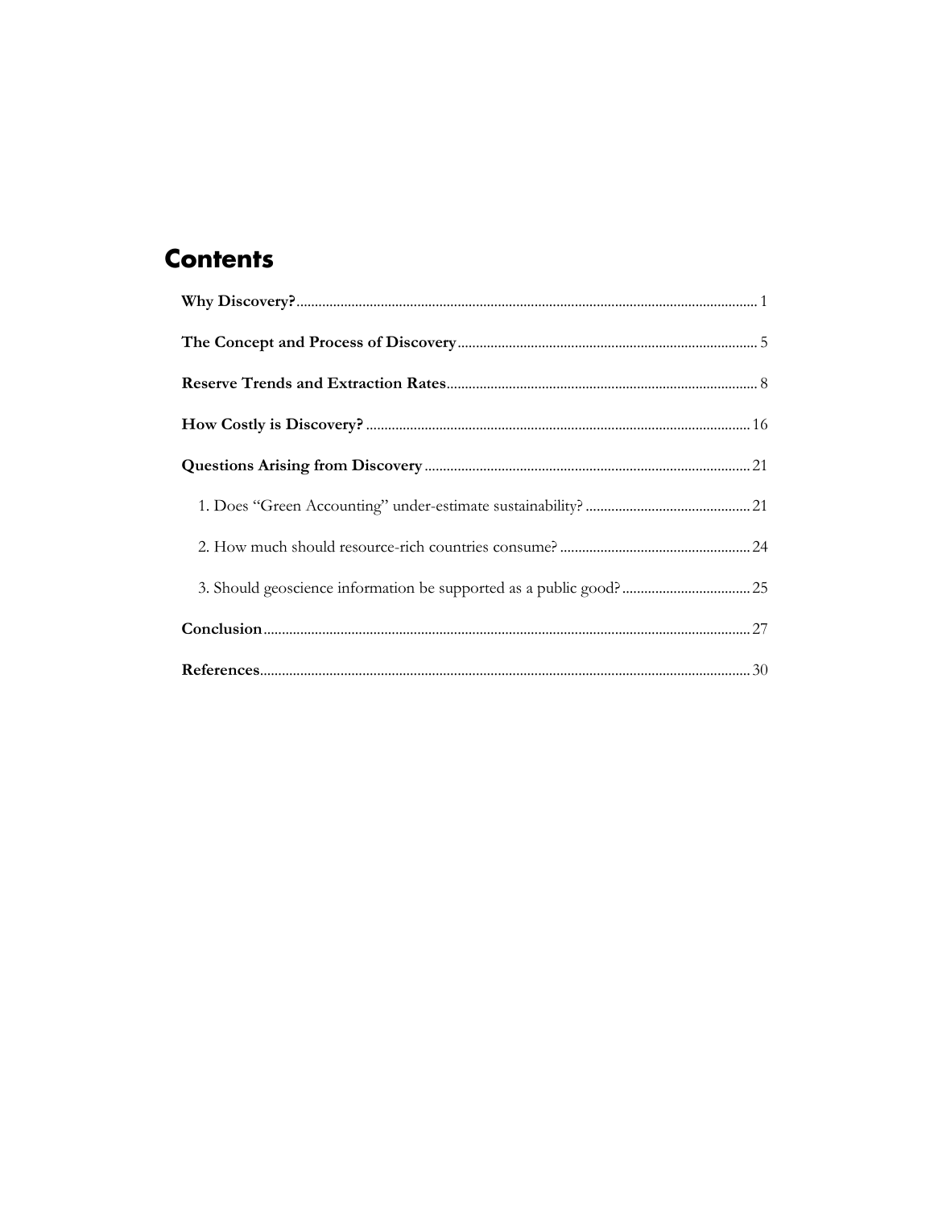# Contents

**Why Discovery?** ..... 1

**The Concept and Process of Discovery** ..... 5

**Reserve Trends and Extraction Rates** ..... 8

**How Costly is Discovery?** ..... 16

**Questions Arising from Discovery** ..... 21

1. Does "Green Accounting" under-estimate sustainability? ..... 21

2. How much should resource-rich countries consume? ..... 24

3. Should geoscience information be supported as a public good? ..... 25

**Conclusion** ..... 27

**References** ..... 30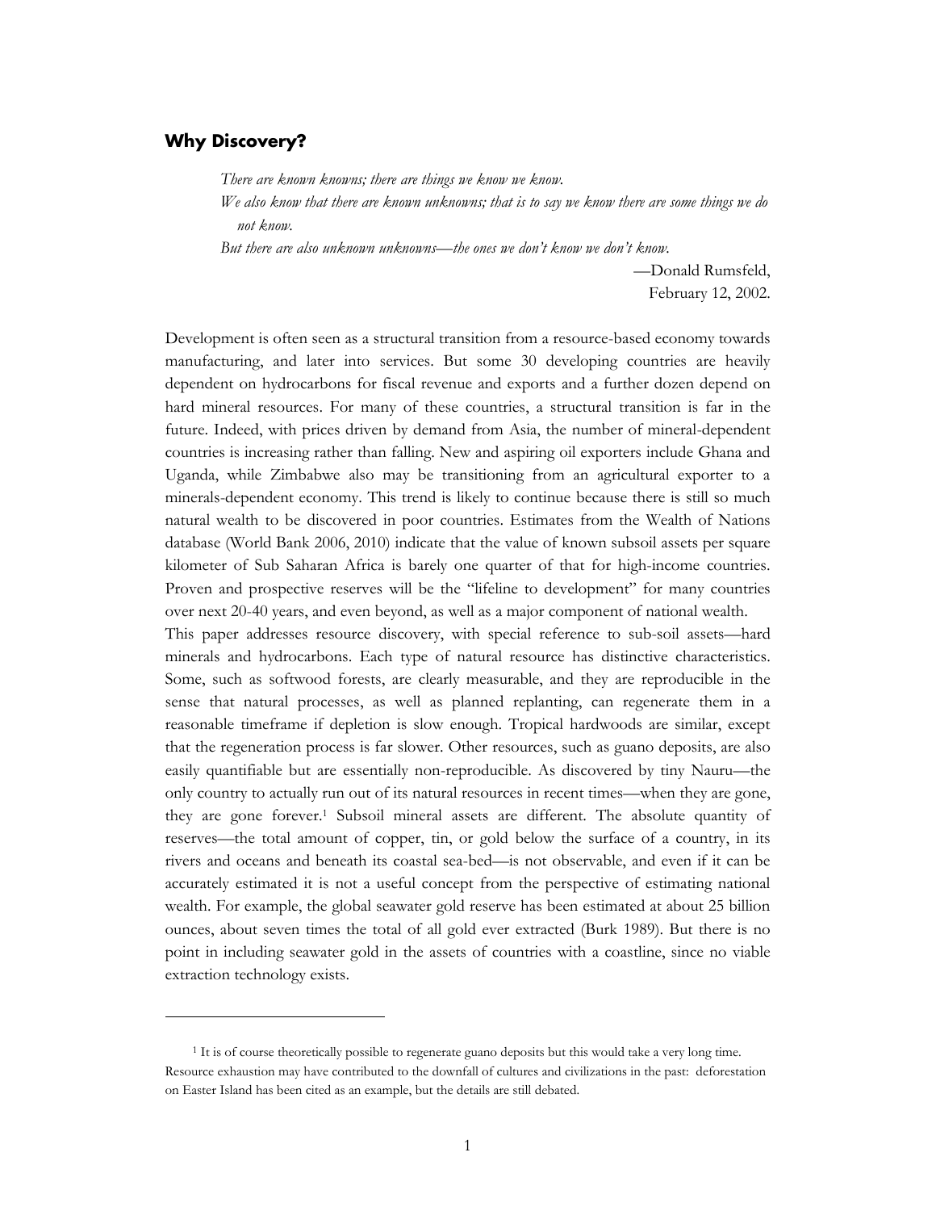## Why Discovery?

> *There are known knowns; there are things we know we know.*
> *We also know that there are known unknowns; that is to say we know there are some things we do not know.*
> *But there are also unknown unknowns—the ones we don't know we don't know.*
>
> —Donald Rumsfeld,
> February 12, 2002.

Development is often seen as a structural transition from a resource-based economy towards manufacturing, and later into services. But some 30 developing countries are heavily dependent on hydrocarbons for fiscal revenue and exports and a further dozen depend on hard mineral resources. For many of these countries, a structural transition is far in the future. Indeed, with prices driven by demand from Asia, the number of mineral-dependent countries is increasing rather than falling. New and aspiring oil exporters include Ghana and Uganda, while Zimbabwe also may be transitioning from an agricultural exporter to a minerals-dependent economy. This trend is likely to continue because there is still so much natural wealth to be discovered in poor countries. Estimates from the Wealth of Nations database (World Bank 2006, 2010) indicate that the value of known subsoil assets per square kilometer of Sub Saharan Africa is barely one quarter of that for high-income countries. Proven and prospective reserves will be the "lifeline to development" for many countries over next 20-40 years, and even beyond, as well as a major component of national wealth.

This paper addresses resource discovery, with special reference to sub-soil assets—hard minerals and hydrocarbons. Each type of natural resource has distinctive characteristics. Some, such as softwood forests, are clearly measurable, and they are reproducible in the sense that natural processes, as well as planned replanting, can regenerate them in a reasonable timeframe if depletion is slow enough. Tropical hardwoods are similar, except that the regeneration process is far slower. Other resources, such as guano deposits, are also easily quantifiable but are essentially non-reproducible. As discovered by tiny Nauru—the only country to actually run out of its natural resources in recent times—when they are gone, they are gone forever.[1] Subsoil mineral assets are different. The absolute quantity of reserves—the total amount of copper, tin, or gold below the surface of a country, in its rivers and oceans and beneath its coastal sea-bed—is not observable, and even if it can be accurately estimated it is not a useful concept from the perspective of estimating national wealth. For example, the global seawater gold reserve has been estimated at about 25 billion ounces, about seven times the total of all gold ever extracted (Burk 1989). But there is no point in including seawater gold in the assets of countries with a coastline, since no viable extraction technology exists.

---

[1] It is of course theoretically possible to regenerate guano deposits but this would take a very long time. Resource exhaustion may have contributed to the downfall of cultures and civilizations in the past: deforestation on Easter Island has been cited as an example, but the details are still debated.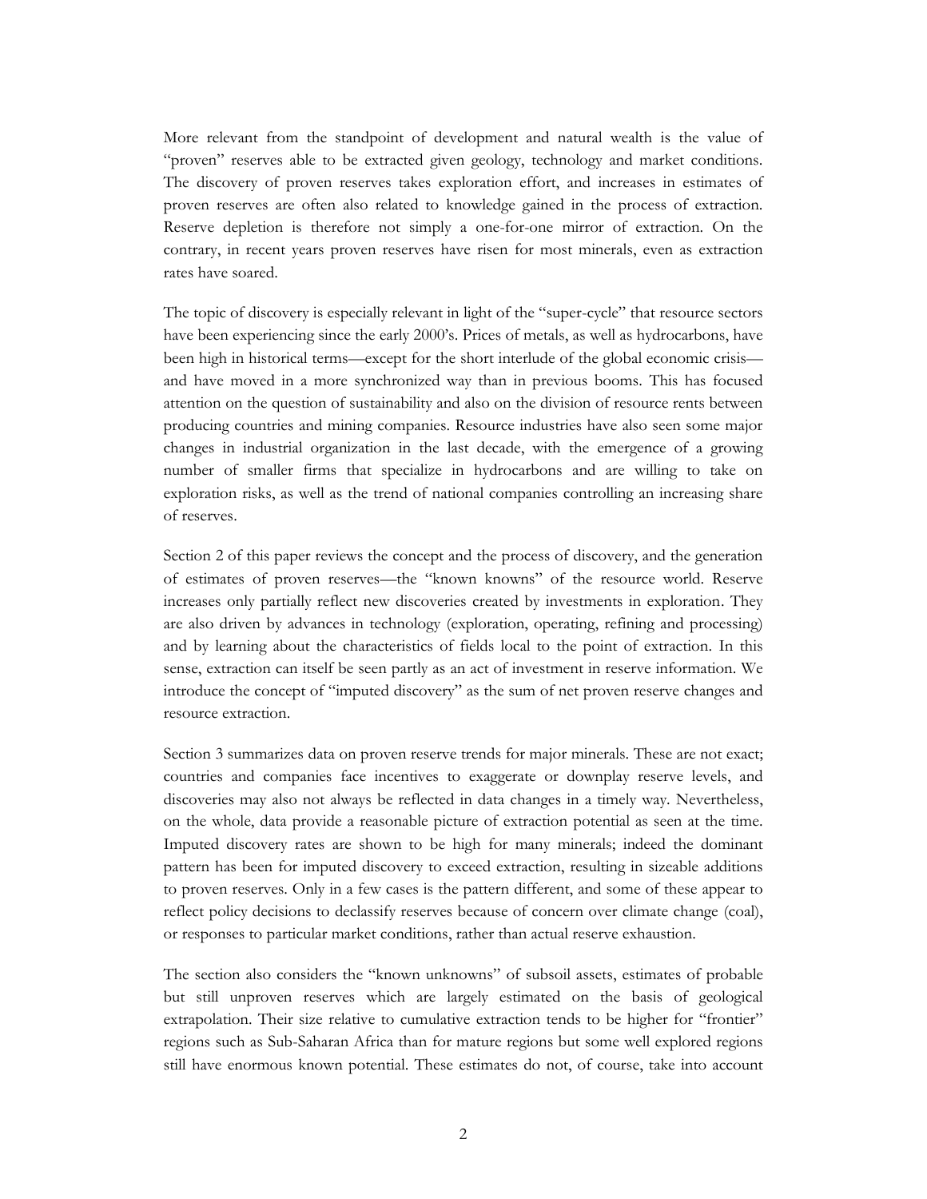More relevant from the standpoint of development and natural wealth is the value of "proven" reserves able to be extracted given geology, technology and market conditions. The discovery of proven reserves takes exploration effort, and increases in estimates of proven reserves are often also related to knowledge gained in the process of extraction. Reserve depletion is therefore not simply a one-for-one mirror of extraction. On the contrary, in recent years proven reserves have risen for most minerals, even as extraction rates have soared.

The topic of discovery is especially relevant in light of the "super-cycle" that resource sectors have been experiencing since the early 2000's. Prices of metals, as well as hydrocarbons, have been high in historical terms—except for the short interlude of the global economic crisis—and have moved in a more synchronized way than in previous booms. This has focused attention on the question of sustainability and also on the division of resource rents between producing countries and mining companies. Resource industries have also seen some major changes in industrial organization in the last decade, with the emergence of a growing number of smaller firms that specialize in hydrocarbons and are willing to take on exploration risks, as well as the trend of national companies controlling an increasing share of reserves.

Section 2 of this paper reviews the concept and the process of discovery, and the generation of estimates of proven reserves—the "known knowns" of the resource world. Reserve increases only partially reflect new discoveries created by investments in exploration. They are also driven by advances in technology (exploration, operating, refining and processing) and by learning about the characteristics of fields local to the point of extraction. In this sense, extraction can itself be seen partly as an act of investment in reserve information. We introduce the concept of "imputed discovery" as the sum of net proven reserve changes and resource extraction.

Section 3 summarizes data on proven reserve trends for major minerals. These are not exact; countries and companies face incentives to exaggerate or downplay reserve levels, and discoveries may also not always be reflected in data changes in a timely way. Nevertheless, on the whole, data provide a reasonable picture of extraction potential as seen at the time. Imputed discovery rates are shown to be high for many minerals; indeed the dominant pattern has been for imputed discovery to exceed extraction, resulting in sizeable additions to proven reserves. Only in a few cases is the pattern different, and some of these appear to reflect policy decisions to declassify reserves because of concern over climate change (coal), or responses to particular market conditions, rather than actual reserve exhaustion.

The section also considers the "known unknowns" of subsoil assets, estimates of probable but still unproven reserves which are largely estimated on the basis of geological extrapolation. Their size relative to cumulative extraction tends to be higher for "frontier" regions such as Sub-Saharan Africa than for mature regions but some well explored regions still have enormous known potential. These estimates do not, of course, take into account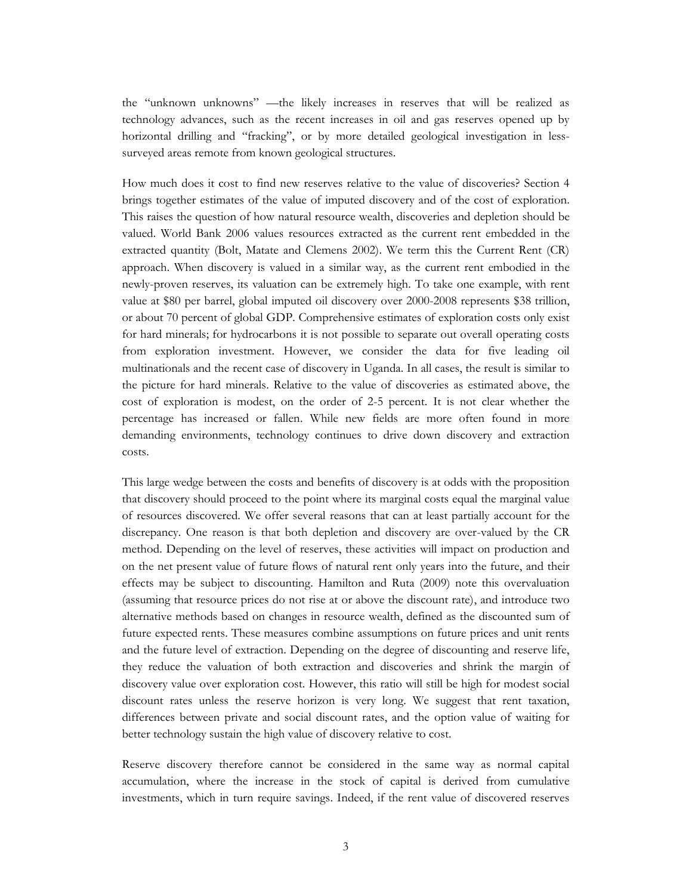the "unknown unknowns" —the likely increases in reserves that will be realized as technology advances, such as the recent increases in oil and gas reserves opened up by horizontal drilling and "fracking", or by more detailed geological investigation in less-surveyed areas remote from known geological structures.

How much does it cost to find new reserves relative to the value of discoveries? Section 4 brings together estimates of the value of imputed discovery and of the cost of exploration. This raises the question of how natural resource wealth, discoveries and depletion should be valued. World Bank 2006 values resources extracted as the current rent embedded in the extracted quantity (Bolt, Matate and Clemens 2002). We term this the Current Rent (CR) approach. When discovery is valued in a similar way, as the current rent embodied in the newly-proven reserves, its valuation can be extremely high. To take one example, with rent value at $80 per barrel, global imputed oil discovery over 2000-2008 represents $38 trillion, or about 70 percent of global GDP. Comprehensive estimates of exploration costs only exist for hard minerals; for hydrocarbons it is not possible to separate out overall operating costs from exploration investment. However, we consider the data for five leading oil multinationals and the recent case of discovery in Uganda. In all cases, the result is similar to the picture for hard minerals. Relative to the value of discoveries as estimated above, the cost of exploration is modest, on the order of 2-5 percent. It is not clear whether the percentage has increased or fallen. While new fields are more often found in more demanding environments, technology continues to drive down discovery and extraction costs.

This large wedge between the costs and benefits of discovery is at odds with the proposition that discovery should proceed to the point where its marginal costs equal the marginal value of resources discovered. We offer several reasons that can at least partially account for the discrepancy. One reason is that both depletion and discovery are over-valued by the CR method. Depending on the level of reserves, these activities will impact on production and on the net present value of future flows of natural rent only years into the future, and their effects may be subject to discounting. Hamilton and Ruta (2009) note this overvaluation (assuming that resource prices do not rise at or above the discount rate), and introduce two alternative methods based on changes in resource wealth, defined as the discounted sum of future expected rents. These measures combine assumptions on future prices and unit rents and the future level of extraction. Depending on the degree of discounting and reserve life, they reduce the valuation of both extraction and discoveries and shrink the margin of discovery value over exploration cost. However, this ratio will still be high for modest social discount rates unless the reserve horizon is very long. We suggest that rent taxation, differences between private and social discount rates, and the option value of waiting for better technology sustain the high value of discovery relative to cost.

Reserve discovery therefore cannot be considered in the same way as normal capital accumulation, where the increase in the stock of capital is derived from cumulative investments, which in turn require savings. Indeed, if the rent value of discovered reserves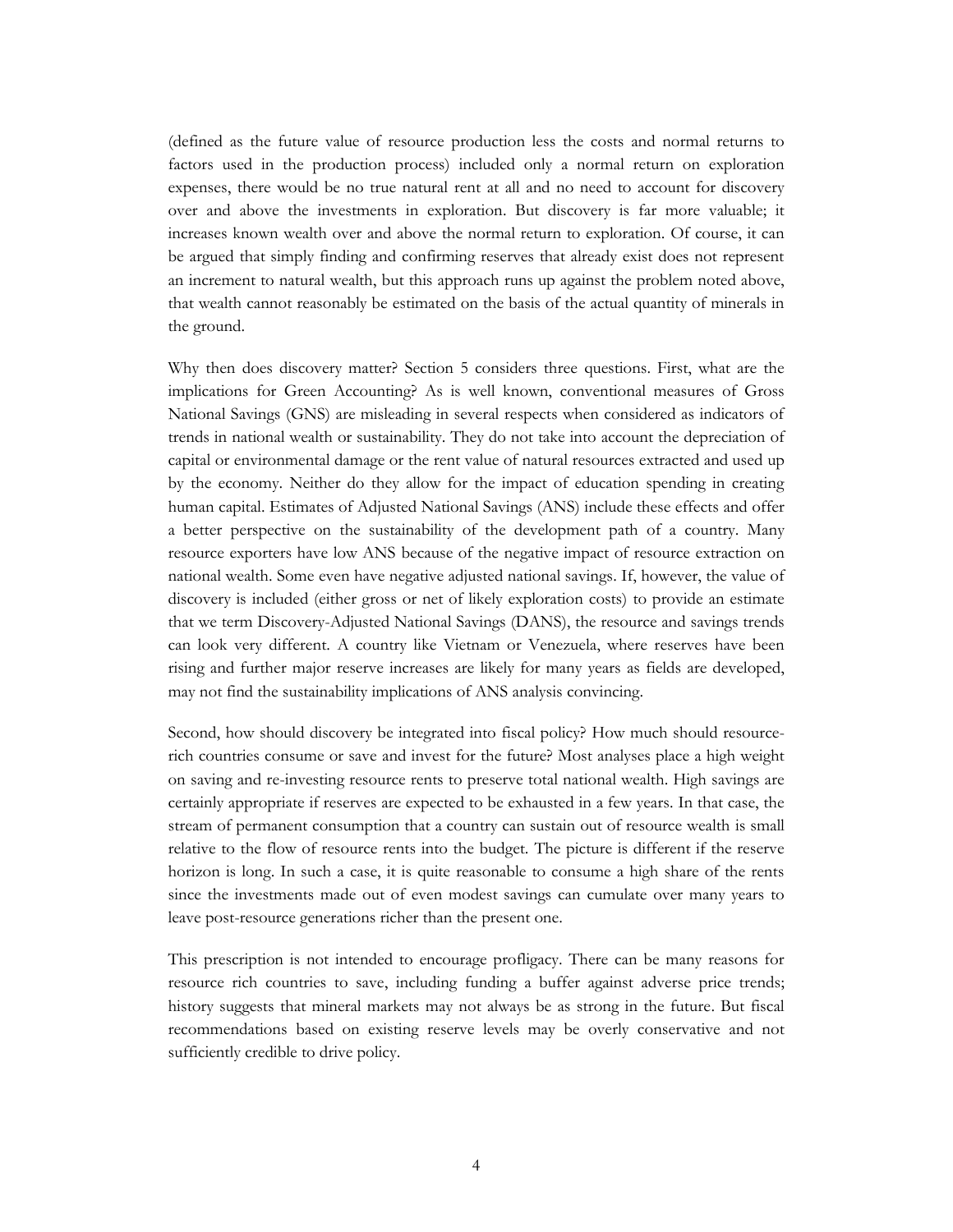(defined as the future value of resource production less the costs and normal returns to factors used in the production process) included only a normal return on exploration expenses, there would be no true natural rent at all and no need to account for discovery over and above the investments in exploration. But discovery is far more valuable; it increases known wealth over and above the normal return to exploration. Of course, it can be argued that simply finding and confirming reserves that already exist does not represent an increment to natural wealth, but this approach runs up against the problem noted above, that wealth cannot reasonably be estimated on the basis of the actual quantity of minerals in the ground.

Why then does discovery matter? Section 5 considers three questions. First, what are the implications for Green Accounting? As is well known, conventional measures of Gross National Savings (GNS) are misleading in several respects when considered as indicators of trends in national wealth or sustainability. They do not take into account the depreciation of capital or environmental damage or the rent value of natural resources extracted and used up by the economy. Neither do they allow for the impact of education spending in creating human capital. Estimates of Adjusted National Savings (ANS) include these effects and offer a better perspective on the sustainability of the development path of a country. Many resource exporters have low ANS because of the negative impact of resource extraction on national wealth. Some even have negative adjusted national savings. If, however, the value of discovery is included (either gross or net of likely exploration costs) to provide an estimate that we term Discovery-Adjusted National Savings (DANS), the resource and savings trends can look very different. A country like Vietnam or Venezuela, where reserves have been rising and further major reserve increases are likely for many years as fields are developed, may not find the sustainability implications of ANS analysis convincing.

Second, how should discovery be integrated into fiscal policy? How much should resource-rich countries consume or save and invest for the future? Most analyses place a high weight on saving and re-investing resource rents to preserve total national wealth. High savings are certainly appropriate if reserves are expected to be exhausted in a few years. In that case, the stream of permanent consumption that a country can sustain out of resource wealth is small relative to the flow of resource rents into the budget. The picture is different if the reserve horizon is long. In such a case, it is quite reasonable to consume a high share of the rents since the investments made out of even modest savings can cumulate over many years to leave post-resource generations richer than the present one.

This prescription is not intended to encourage profligacy. There can be many reasons for resource rich countries to save, including funding a buffer against adverse price trends; history suggests that mineral markets may not always be as strong in the future. But fiscal recommendations based on existing reserve levels may be overly conservative and not sufficiently credible to drive policy.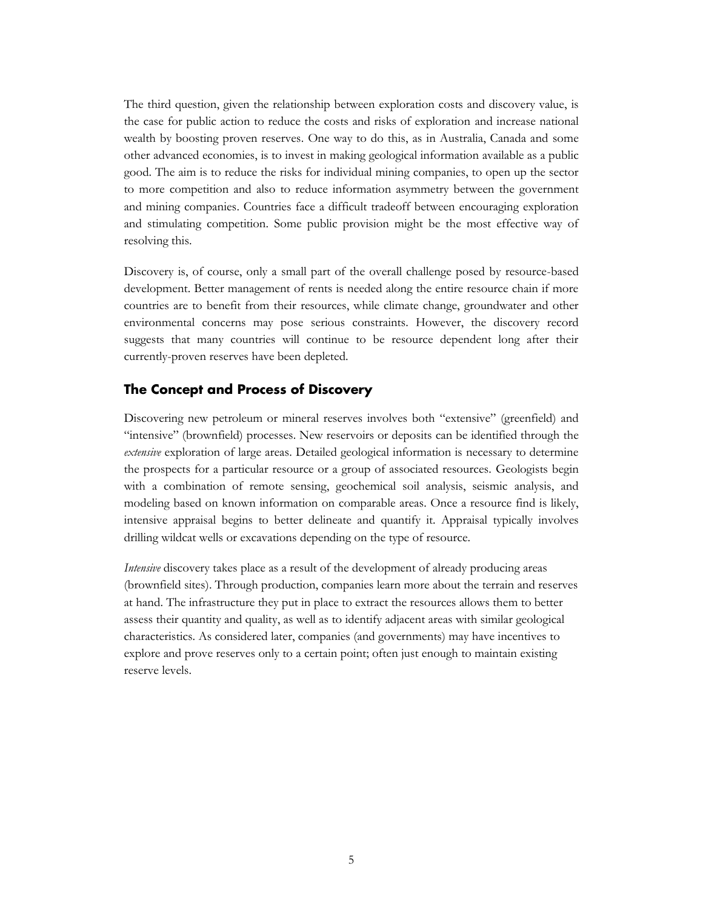The third question, given the relationship between exploration costs and discovery value, is the case for public action to reduce the costs and risks of exploration and increase national wealth by boosting proven reserves. One way to do this, as in Australia, Canada and some other advanced economies, is to invest in making geological information available as a public good. The aim is to reduce the risks for individual mining companies, to open up the sector to more competition and also to reduce information asymmetry between the government and mining companies. Countries face a difficult tradeoff between encouraging exploration and stimulating competition. Some public provision might be the most effective way of resolving this.

Discovery is, of course, only a small part of the overall challenge posed by resource-based development. Better management of rents is needed along the entire resource chain if more countries are to benefit from their resources, while climate change, groundwater and other environmental concerns may pose serious constraints. However, the discovery record suggests that many countries will continue to be resource dependent long after their currently-proven reserves have been depleted.

## The Concept and Process of Discovery

Discovering new petroleum or mineral reserves involves both "extensive" (greenfield) and "intensive" (brownfield) processes. New reservoirs or deposits can be identified through the *extensive* exploration of large areas. Detailed geological information is necessary to determine the prospects for a particular resource or a group of associated resources. Geologists begin with a combination of remote sensing, geochemical soil analysis, seismic analysis, and modeling based on known information on comparable areas. Once a resource find is likely, intensive appraisal begins to better delineate and quantify it. Appraisal typically involves drilling wildcat wells or excavations depending on the type of resource.

*Intensive* discovery takes place as a result of the development of already producing areas (brownfield sites). Through production, companies learn more about the terrain and reserves at hand. The infrastructure they put in place to extract the resources allows them to better assess their quantity and quality, as well as to identify adjacent areas with similar geological characteristics. As considered later, companies (and governments) may have incentives to explore and prove reserves only to a certain point; often just enough to maintain existing reserve levels.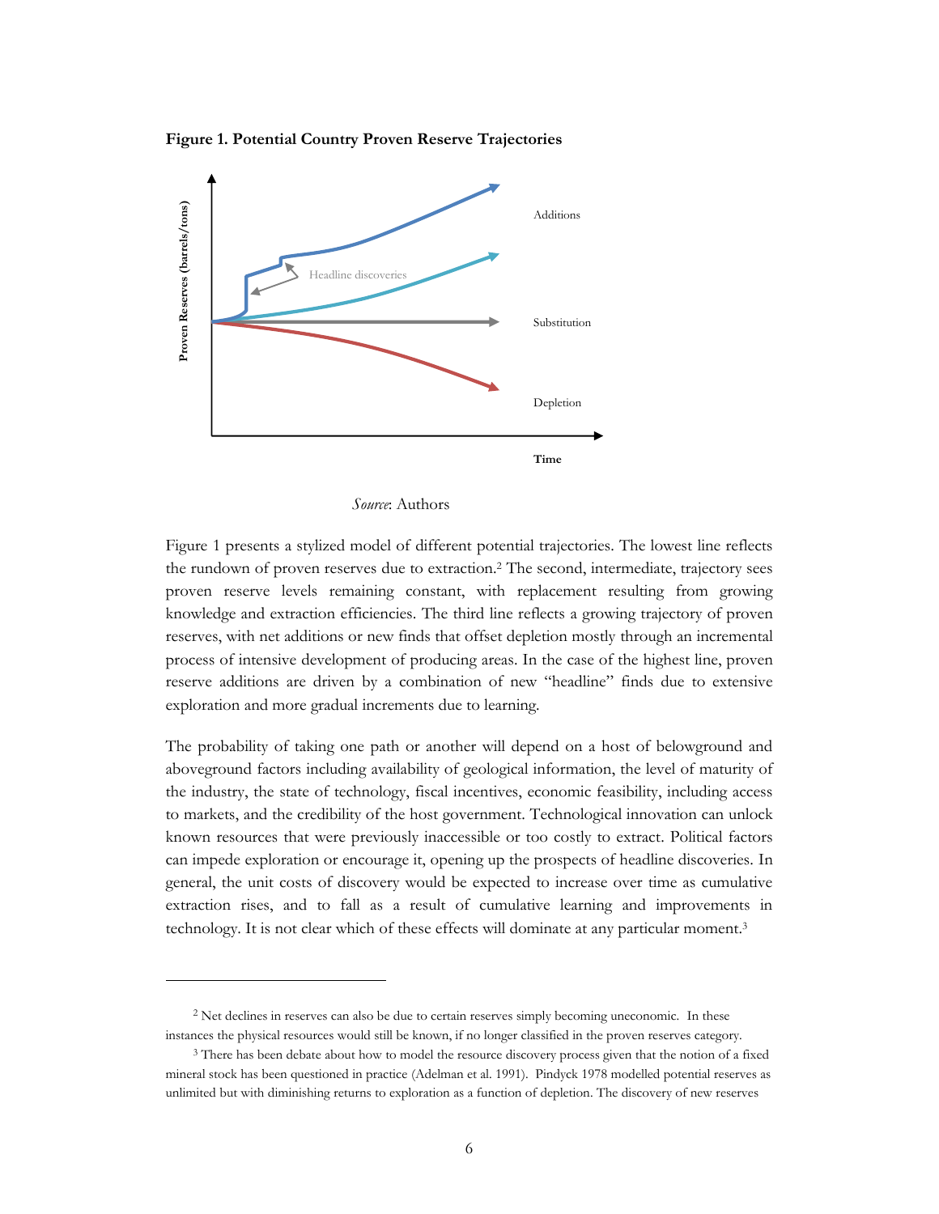**Figure 1. Potential Country Proven Reserve Trajectories**

*Source*: Authors

Figure 1 presents a stylized model of different potential trajectories. The lowest line reflects the rundown of proven reserves due to extraction.[2] The second, intermediate, trajectory sees proven reserve levels remaining constant, with replacement resulting from growing knowledge and extraction efficiencies. The third line reflects a growing trajectory of proven reserves, with net additions or new finds that offset depletion mostly through an incremental process of intensive development of producing areas. In the case of the highest line, proven reserve additions are driven by a combination of new "headline" finds due to extensive exploration and more gradual increments due to learning.

The probability of taking one path or another will depend on a host of belowground and aboveground factors including availability of geological information, the level of maturity of the industry, the state of technology, fiscal incentives, economic feasibility, including access to markets, and the credibility of the host government. Technological innovation can unlock known resources that were previously inaccessible or too costly to extract. Political factors can impede exploration or encourage it, opening up the prospects of headline discoveries. In general, the unit costs of discovery would be expected to increase over time as cumulative extraction rises, and to fall as a result of cumulative learning and improvements in technology. It is not clear which of these effects will dominate at any particular moment.[3]

---

[2] Net declines in reserves can also be due to certain reserves simply becoming uneconomic. In these instances the physical resources would still be known, if no longer classified in the proven reserves category.

[3] There has been debate about how to model the resource discovery process given that the notion of a fixed mineral stock has been questioned in practice (Adelman et al. 1991). Pindyck 1978 modelled potential reserves as unlimited but with diminishing returns to exploration as a function of depletion. The discovery of new reserves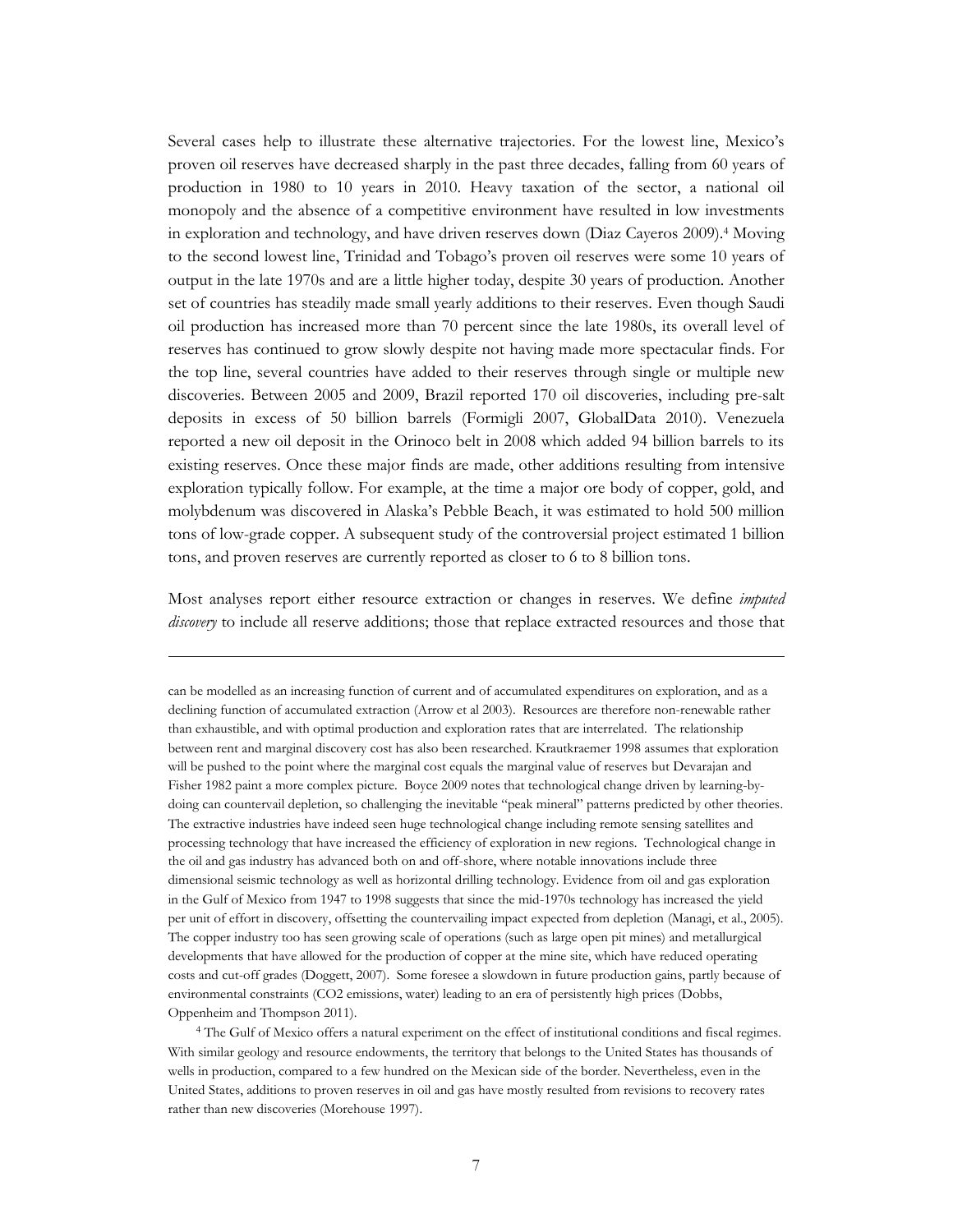Several cases help to illustrate these alternative trajectories. For the lowest line, Mexico's proven oil reserves have decreased sharply in the past three decades, falling from 60 years of production in 1980 to 10 years in 2010. Heavy taxation of the sector, a national oil monopoly and the absence of a competitive environment have resulted in low investments in exploration and technology, and have driven reserves down (Diaz Cayeros 2009).[4] Moving to the second lowest line, Trinidad and Tobago's proven oil reserves were some 10 years of output in the late 1970s and are a little higher today, despite 30 years of production. Another set of countries has steadily made small yearly additions to their reserves. Even though Saudi oil production has increased more than 70 percent since the late 1980s, its overall level of reserves has continued to grow slowly despite not having made more spectacular finds. For the top line, several countries have added to their reserves through single or multiple new discoveries. Between 2005 and 2009, Brazil reported 170 oil discoveries, including pre-salt deposits in excess of 50 billion barrels (Formigli 2007, GlobalData 2010). Venezuela reported a new oil deposit in the Orinoco belt in 2008 which added 94 billion barrels to its existing reserves. Once these major finds are made, other additions resulting from intensive exploration typically follow. For example, at the time a major ore body of copper, gold, and molybdenum was discovered in Alaska's Pebble Beach, it was estimated to hold 500 million tons of low-grade copper. A subsequent study of the controversial project estimated 1 billion tons, and proven reserves are currently reported as closer to 6 to 8 billion tons.

Most analyses report either resource extraction or changes in reserves. We define *imputed discovery* to include all reserve additions; those that replace extracted resources and those that

---

can be modelled as an increasing function of current and of accumulated expenditures on exploration, and as a declining function of accumulated extraction (Arrow et al 2003). Resources are therefore non-renewable rather than exhaustible, and with optimal production and exploration rates that are interrelated. The relationship between rent and marginal discovery cost has also been researched. Krautkraemer 1998 assumes that exploration will be pushed to the point where the marginal cost equals the marginal value of reserves but Devarajan and Fisher 1982 paint a more complex picture. Boyce 2009 notes that technological change driven by learning-by-doing can countervail depletion, so challenging the inevitable "peak mineral" patterns predicted by other theories. The extractive industries have indeed seen huge technological change including remote sensing satellites and processing technology that have increased the efficiency of exploration in new regions. Technological change in the oil and gas industry has advanced both on and off-shore, where notable innovations include three dimensional seismic technology as well as horizontal drilling technology. Evidence from oil and gas exploration in the Gulf of Mexico from 1947 to 1998 suggests that since the mid-1970s technology has increased the yield per unit of effort in discovery, offsetting the countervailing impact expected from depletion (Managi, et al., 2005). The copper industry too has seen growing scale of operations (such as large open pit mines) and metallurgical developments that have allowed for the production of copper at the mine site, which have reduced operating costs and cut-off grades (Doggett, 2007). Some foresee a slowdown in future production gains, partly because of environmental constraints ($CO_2$ emissions, water) leading to an era of persistently high prices (Dobbs, Oppenheim and Thompson 2011).

[4] The Gulf of Mexico offers a natural experiment on the effect of institutional conditions and fiscal regimes. With similar geology and resource endowments, the territory that belongs to the United States has thousands of wells in production, compared to a few hundred on the Mexican side of the border. Nevertheless, even in the United States, additions to proven reserves in oil and gas have mostly resulted from revisions to recovery rates rather than new discoveries (Morehouse 1997).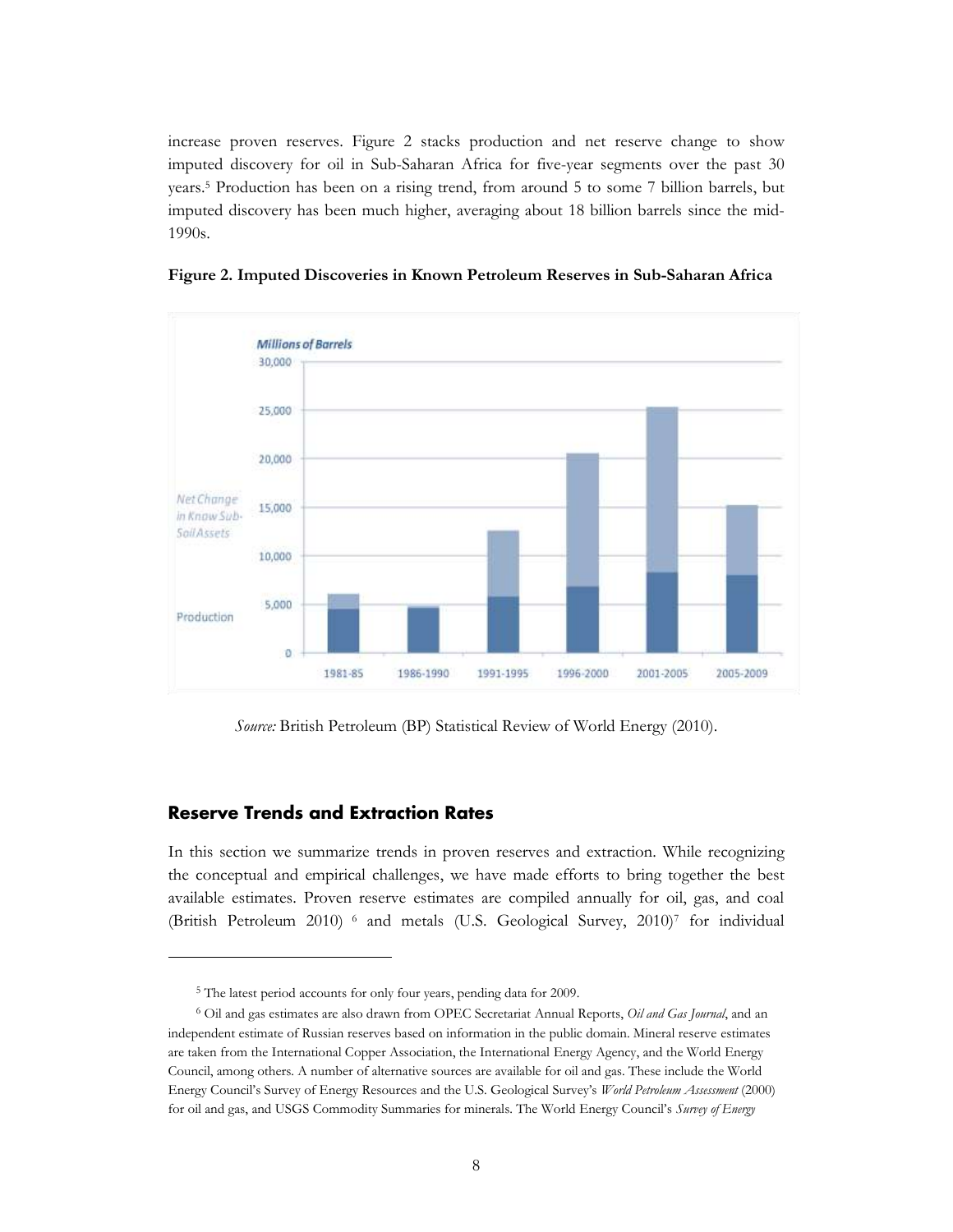increase proven reserves. Figure 2 stacks production and net reserve change to show imputed discovery for oil in Sub-Saharan Africa for five-year segments over the past 30 years.[5] Production has been on a rising trend, from around 5 to some 7 billion barrels, but imputed discovery has been much higher, averaging about 18 billion barrels since the mid-1990s.

**Figure 2. Imputed Discoveries in Known Petroleum Reserves in Sub-Saharan Africa**

*Source:* British Petroleum (BP) Statistical Review of World Energy (2010).

## Reserve Trends and Extraction Rates

In this section we summarize trends in proven reserves and extraction. While recognizing the conceptual and empirical challenges, we have made efforts to bring together the best available estimates. Proven reserve estimates are compiled annually for oil, gas, and coal (British Petroleum 2010) [6] and metals (U.S. Geological Survey, 2010)[7] for individual

---

[5] The latest period accounts for only four years, pending data for 2009.

[6] Oil and gas estimates are also drawn from OPEC Secretariat Annual Reports, *Oil and Gas Journal*, and an independent estimate of Russian reserves based on information in the public domain. Mineral reserve estimates are taken from the International Copper Association, the International Energy Agency, and the World Energy Council, among others. A number of alternative sources are available for oil and gas. These include the World Energy Council's Survey of Energy Resources and the U.S. Geological Survey's *World Petroleum Assessment* (2000) for oil and gas, and USGS Commodity Summaries for minerals. The World Energy Council's *Survey of Energy*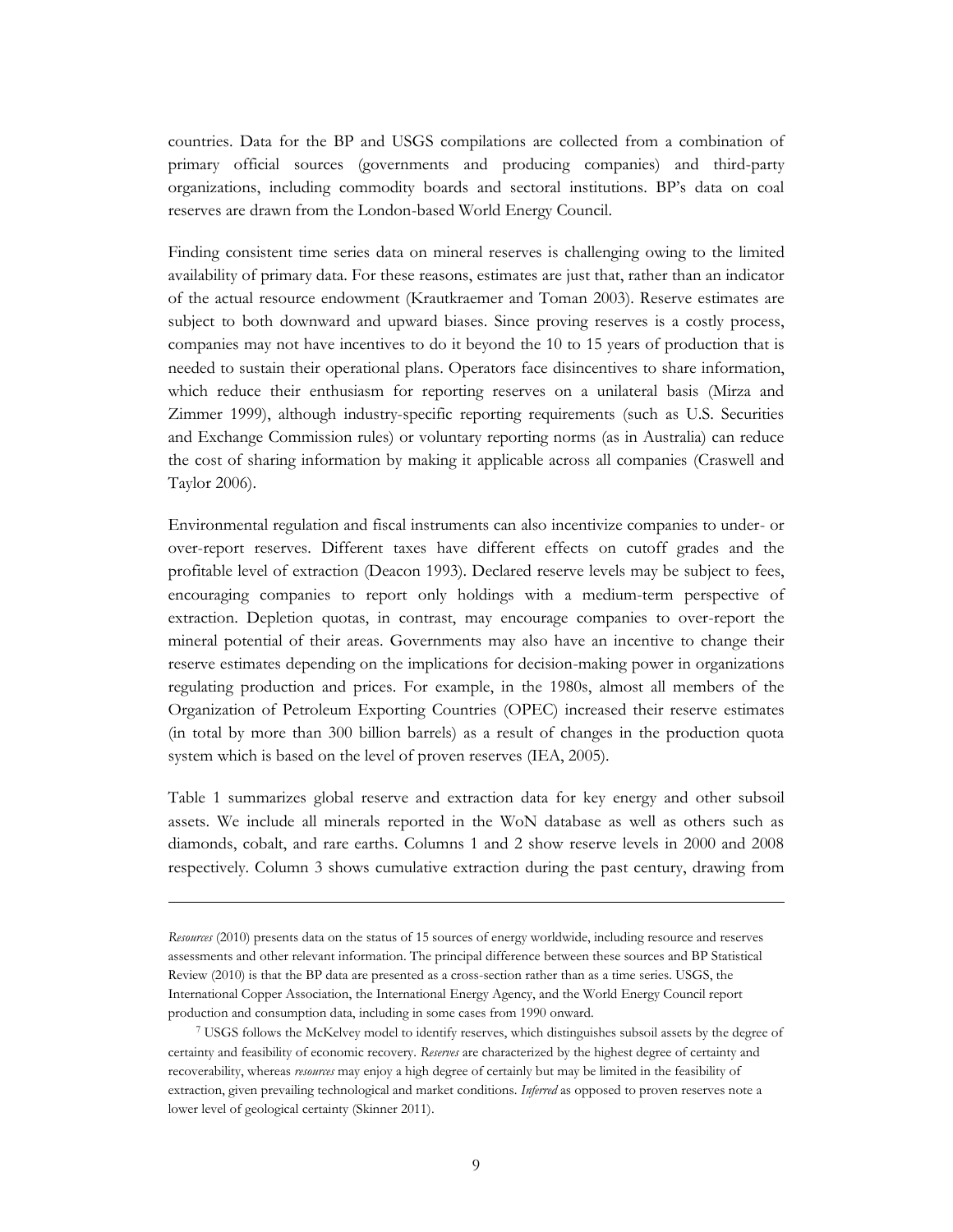countries. Data for the BP and USGS compilations are collected from a combination of primary official sources (governments and producing companies) and third-party organizations, including commodity boards and sectoral institutions. BP's data on coal reserves are drawn from the London-based World Energy Council.

Finding consistent time series data on mineral reserves is challenging owing to the limited availability of primary data. For these reasons, estimates are just that, rather than an indicator of the actual resource endowment (Krautkraemer and Toman 2003). Reserve estimates are subject to both downward and upward biases. Since proving reserves is a costly process, companies may not have incentives to do it beyond the 10 to 15 years of production that is needed to sustain their operational plans. Operators face disincentives to share information, which reduce their enthusiasm for reporting reserves on a unilateral basis (Mirza and Zimmer 1999), although industry-specific reporting requirements (such as U.S. Securities and Exchange Commission rules) or voluntary reporting norms (as in Australia) can reduce the cost of sharing information by making it applicable across all companies (Craswell and Taylor 2006).

Environmental regulation and fiscal instruments can also incentivize companies to under- or over-report reserves. Different taxes have different effects on cutoff grades and the profitable level of extraction (Deacon 1993). Declared reserve levels may be subject to fees, encouraging companies to report only holdings with a medium-term perspective of extraction. Depletion quotas, in contrast, may encourage companies to over-report the mineral potential of their areas. Governments may also have an incentive to change their reserve estimates depending on the implications for decision-making power in organizations regulating production and prices. For example, in the 1980s, almost all members of the Organization of Petroleum Exporting Countries (OPEC) increased their reserve estimates (in total by more than 300 billion barrels) as a result of changes in the production quota system which is based on the level of proven reserves (IEA, 2005).

Table 1 summarizes global reserve and extraction data for key energy and other subsoil assets. We include all minerals reported in the WoN database as well as others such as diamonds, cobalt, and rare earths. Columns 1 and 2 show reserve levels in 2000 and 2008 respectively. Column 3 shows cumulative extraction during the past century, drawing from

---

*Resources* (2010) presents data on the status of 15 sources of energy worldwide, including resource and reserves assessments and other relevant information. The principal difference between these sources and BP Statistical Review (2010) is that the BP data are presented as a cross-section rather than as a time series. USGS, the International Copper Association, the International Energy Agency, and the World Energy Council report production and consumption data, including in some cases from 1990 onward.

[7] USGS follows the McKelvey model to identify reserves, which distinguishes subsoil assets by the degree of certainty and feasibility of economic recovery. *Reserves* are characterized by the highest degree of certainty and recoverability, whereas *resources* may enjoy a high degree of certainly but may be limited in the feasibility of extraction, given prevailing technological and market conditions. *Inferred* as opposed to proven reserves note a lower level of geological certainty (Skinner 2011).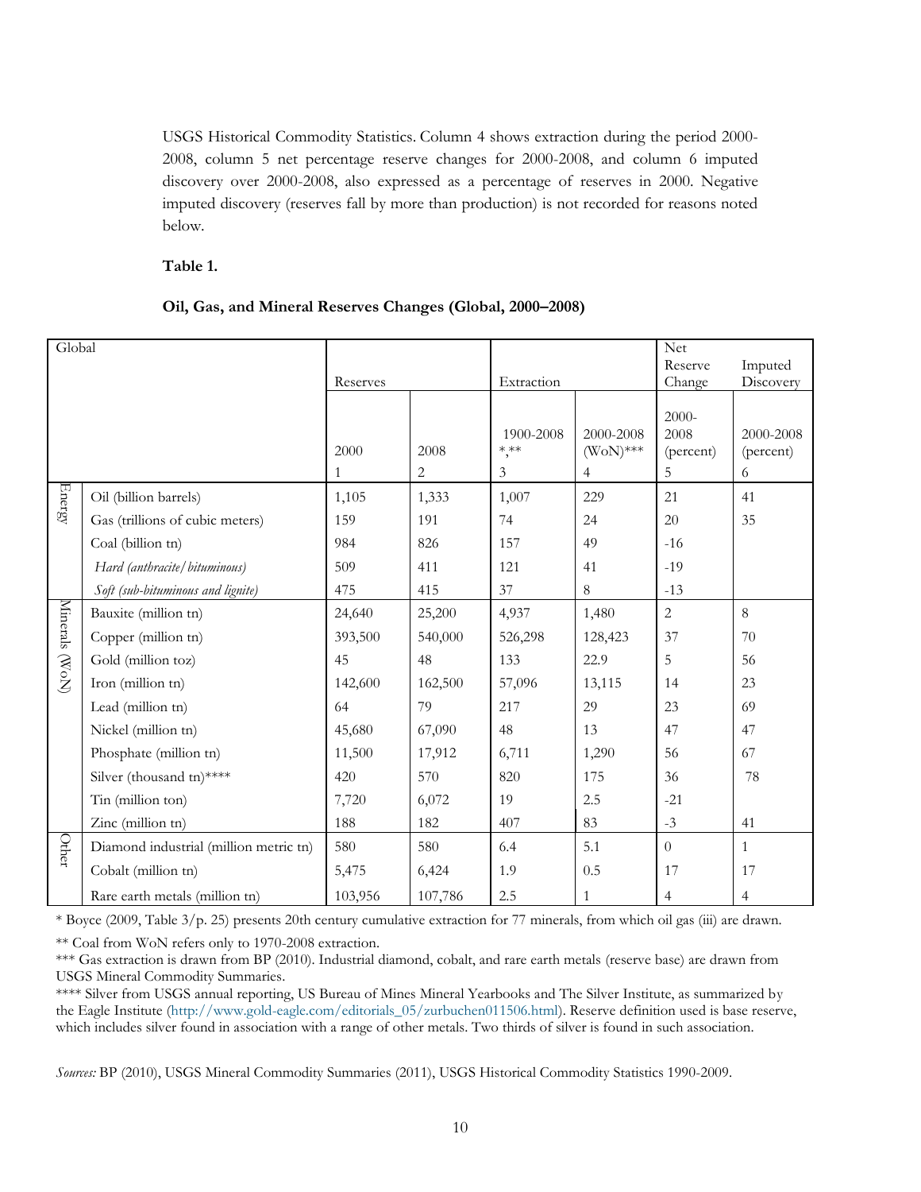USGS Historical Commodity Statistics. Column 4 shows extraction during the period 2000-2008, column 5 net percentage reserve changes for 2000-2008, and column 6 imputed discovery over 2000-2008, also expressed as a percentage of reserves in 2000. Negative imputed discovery (reserves fall by more than production) is not recorded for reasons noted below.

**Table 1.**

**Oil, Gas, and Mineral Reserves Changes (Global, 2000–2008)**

| Global | | Reserves | | Extraction | | Net Reserve Change | Imputed Discovery |
|---|---|---|---|---|---|---|---|
| | | 2000 | 2008 | 1900-2008 *,** | 2000-2008 (WoN)*** | 2000-2008 (percent) | 2000-2008 (percent) |
| | | 1 | 2 | 3 | 4 | 5 | 6 |
| Energy | Oil (billion barrels) | 1,105 | 1,333 | 1,007 | 229 | 21 | 41 |
| | Gas (trillions of cubic meters) | 159 | 191 | 74 | 24 | 20 | 35 |
| | Coal (billion tn) | 984 | 826 | 157 | 49 | -16 | |
| | *Hard (anthracite/bituminous)* | 509 | 411 | 121 | 41 | -19 | |
| | *Soft (sub-bituminous and lignite)* | 475 | 415 | 37 | 8 | -13 | |
| Minerals (WoN) | Bauxite (million tn) | 24,640 | 25,200 | 4,937 | 1,480 | 2 | 8 |
| | Copper (million tn) | 393,500 | 540,000 | 526,298 | 128,423 | 37 | 70 |
| | Gold (million toz) | 45 | 48 | 133 | 22.9 | 5 | 56 |
| | Iron (million tn) | 142,600 | 162,500 | 57,096 | 13,115 | 14 | 23 |
| | Lead (million tn) | 64 | 79 | 217 | 29 | 23 | 69 |
| | Nickel (million tn) | 45,680 | 67,090 | 48 | 13 | 47 | 47 |
| | Phosphate (million tn) | 11,500 | 17,912 | 6,711 | 1,290 | 56 | 67 |
| | Silver (thousand tn)**** | 420 | 570 | 820 | 175 | 36 | 78 |
| | Tin (million ton) | 7,720 | 6,072 | 19 | 2.5 | -21 | |
| | Zinc (million tn) | 188 | 182 | 407 | 83 | -3 | 41 |
| Other | Diamond industrial (million metric tn) | 580 | 580 | 6.4 | 5.1 | 0 | 1 |
| | Cobalt (million tn) | 5,475 | 6,424 | 1.9 | 0.5 | 17 | 17 |
| | Rare earth metals (million tn) | 103,956 | 107,786 | 2.5 | 1 | 4 | 4 |

\* Boyce (2009, Table 3/p. 25) presents 20th century cumulative extraction for 77 minerals, from which oil gas (iii) are drawn.

** Coal from WoN refers only to 1970-2008 extraction.

*** Gas extraction is drawn from BP (2010). Industrial diamond, cobalt, and rare earth metals (reserve base) are drawn from USGS Mineral Commodity Summaries.

**** Silver from USGS annual reporting, US Bureau of Mines Mineral Yearbooks and The Silver Institute, as summarized by the Eagle Institute (http://www.gold-eagle.com/editorials_05/zurbuchen011506.html). Reserve definition used is base reserve, which includes silver found in association with a range of other metals. Two thirds of silver is found in such association.

*Sources:* BP (2010), USGS Mineral Commodity Summaries (2011), USGS Historical Commodity Statistics 1990-2009.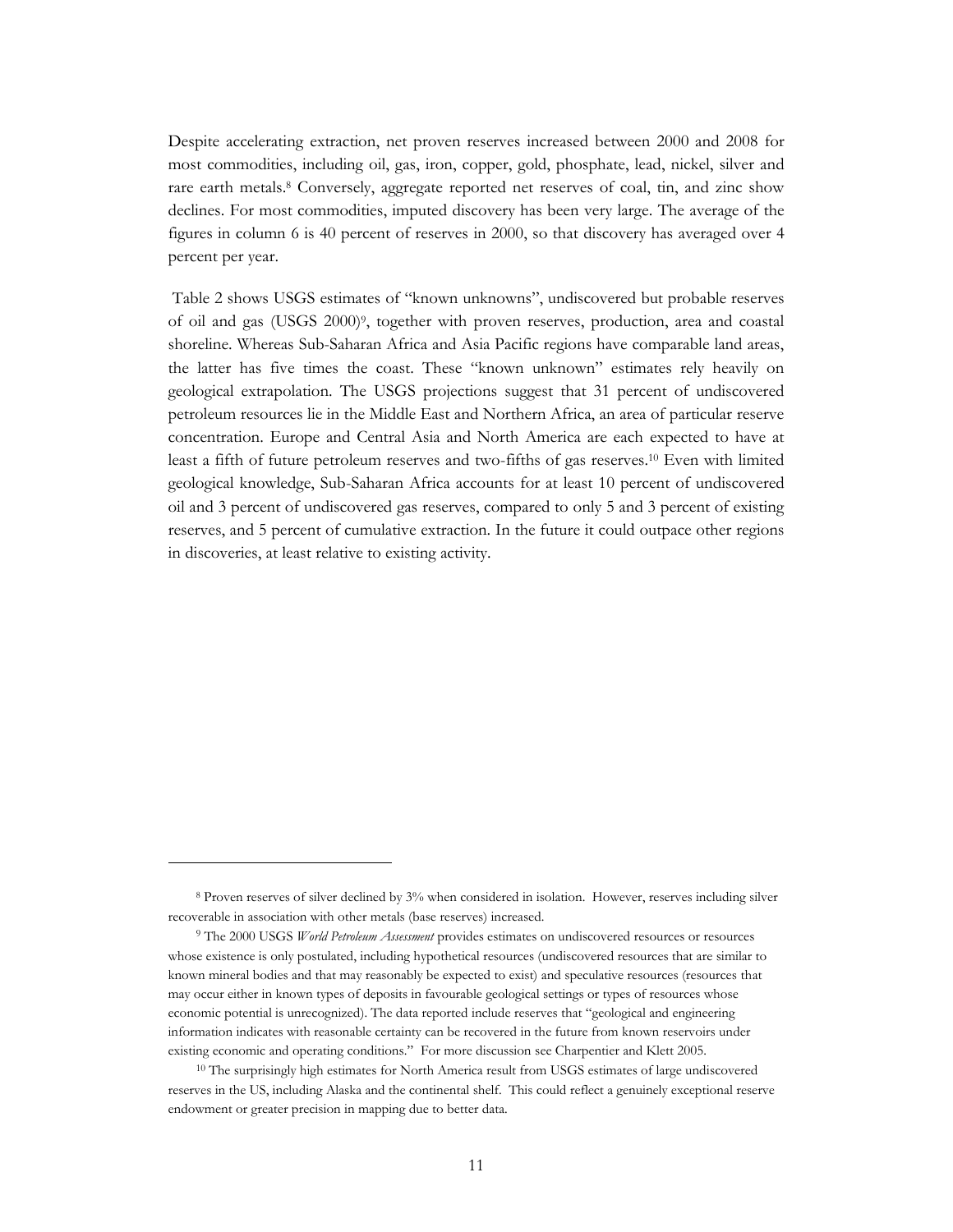Despite accelerating extraction, net proven reserves increased between 2000 and 2008 for most commodities, including oil, gas, iron, copper, gold, phosphate, lead, nickel, silver and rare earth metals.[8] Conversely, aggregate reported net reserves of coal, tin, and zinc show declines. For most commodities, imputed discovery has been very large. The average of the figures in column 6 is 40 percent of reserves in 2000, so that discovery has averaged over 4 percent per year.

Table 2 shows USGS estimates of "known unknowns", undiscovered but probable reserves of oil and gas (USGS 2000)[9], together with proven reserves, production, area and coastal shoreline. Whereas Sub-Saharan Africa and Asia Pacific regions have comparable land areas, the latter has five times the coast. These "known unknown" estimates rely heavily on geological extrapolation. The USGS projections suggest that 31 percent of undiscovered petroleum resources lie in the Middle East and Northern Africa, an area of particular reserve concentration. Europe and Central Asia and North America are each expected to have at least a fifth of future petroleum reserves and two-fifths of gas reserves.[10] Even with limited geological knowledge, Sub-Saharan Africa accounts for at least 10 percent of undiscovered oil and 3 percent of undiscovered gas reserves, compared to only 5 and 3 percent of existing reserves, and 5 percent of cumulative extraction. In the future it could outpace other regions in discoveries, at least relative to existing activity.

---

[8] Proven reserves of silver declined by 3% when considered in isolation. However, reserves including silver recoverable in association with other metals (base reserves) increased.

[9] The 2000 USGS *World Petroleum Assessment* provides estimates on undiscovered resources or resources whose existence is only postulated, including hypothetical resources (undiscovered resources that are similar to known mineral bodies and that may reasonably be expected to exist) and speculative resources (resources that may occur either in known types of deposits in favourable geological settings or types of resources whose economic potential is unrecognized). The data reported include reserves that "geological and engineering information indicates with reasonable certainty can be recovered in the future from known reservoirs under existing economic and operating conditions." For more discussion see Charpentier and Klett 2005.

[10] The surprisingly high estimates for North America result from USGS estimates of large undiscovered reserves in the US, including Alaska and the continental shelf. This could reflect a genuinely exceptional reserve endowment or greater precision in mapping due to better data.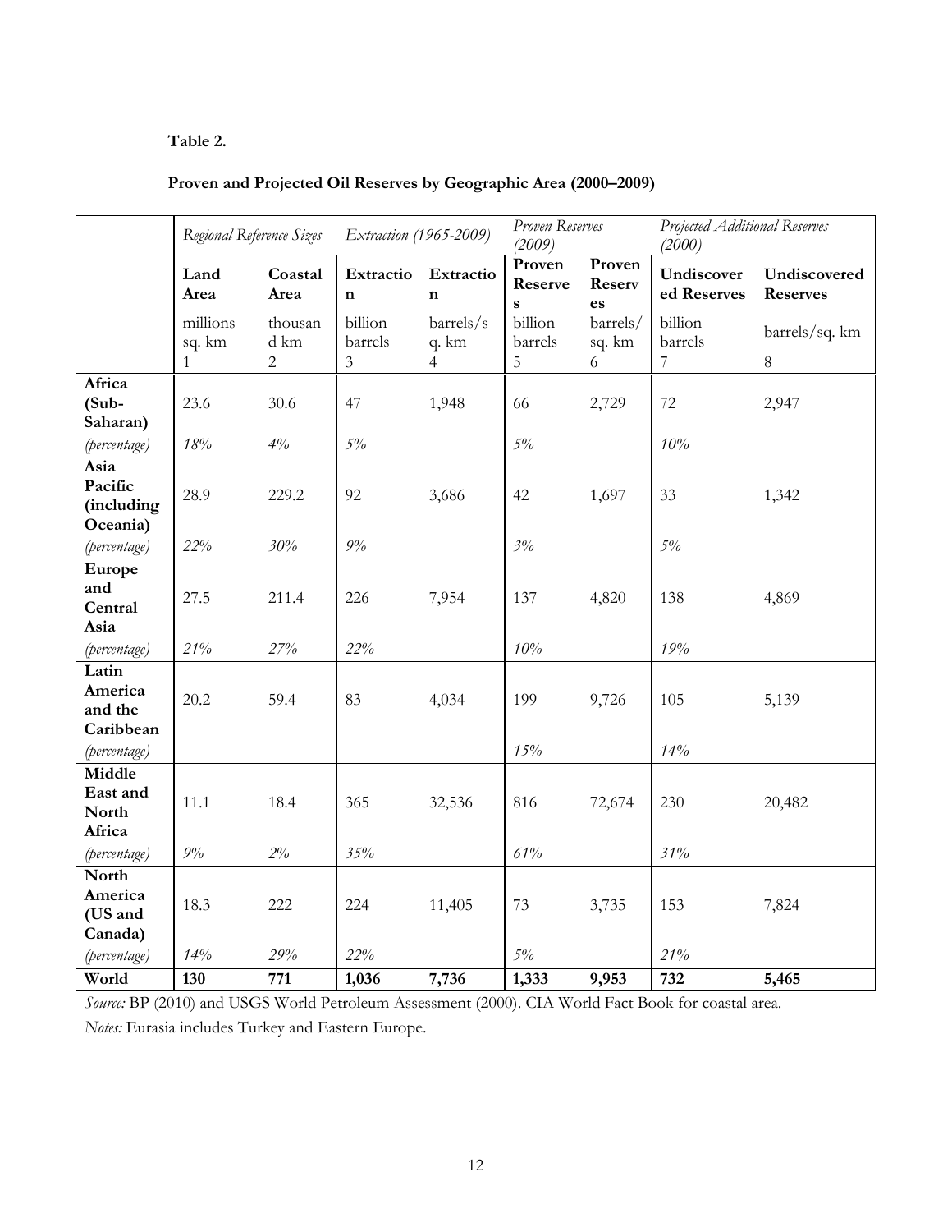**Table 2.**

**Proven and Projected Oil Reserves by Geographic Area (2000–2009)**

| | *Regional Reference Sizes* | | *Extraction (1965-2009)* | | *Proven Reserves (2009)* | | *Projected Additional Reserves (2000)* | |
|---|---|---|---|---|---|---|---|---|
| | **Land Area** | **Coastal Area** | **Extraction** | **Extraction** | **Proven Reserves** | **Proven Reserves** | **Undiscovered Reserves** | **Undiscovered Reserves** |
| | millions sq. km | thousand km | billion barrels | barrels/sq. km | billion barrels | barrels/sq. km | billion barrels | barrels/sq. km |
| | 1 | 2 | 3 | 4 | 5 | 6 | 7 | 8 |
| **Africa (Sub-Saharan)** | 23.6 | 30.6 | 47 | 1,948 | 66 | 2,729 | 72 | 2,947 |
| *(percentage)* | *18%* | *4%* | *5%* | | *5%* | | *10%* | |
| **Asia Pacific (including Oceania)** | 28.9 | 229.2 | 92 | 3,686 | 42 | 1,697 | 33 | 1,342 |
| *(percentage)* | *22%* | *30%* | *9%* | | *3%* | | *5%* | |
| **Europe and Central Asia** | 27.5 | 211.4 | 226 | 7,954 | 137 | 4,820 | 138 | 4,869 |
| *(percentage)* | *21%* | *27%* | *22%* | | *10%* | | *19%* | |
| **Latin America and the Caribbean** | 20.2 | 59.4 | 83 | 4,034 | 199 | 9,726 | 105 | 5,139 |
| *(percentage)* | | | | | *15%* | | *14%* | |
| **Middle East and North Africa** | 11.1 | 18.4 | 365 | 32,536 | 816 | 72,674 | 230 | 20,482 |
| *(percentage)* | *9%* | *2%* | *35%* | | *61%* | | *31%* | |
| **North America (US and Canada)** | 18.3 | 222 | 224 | 11,405 | 73 | 3,735 | 153 | 7,824 |
| *(percentage)* | *14%* | *29%* | *22%* | | *5%* | | *21%* | |
| **World** | **130** | **771** | **1,036** | **7,736** | **1,333** | **9,953** | **732** | **5,465** |

*Source:* BP (2010) and USGS World Petroleum Assessment (2000). CIA World Fact Book for coastal area.

*Notes:* Eurasia includes Turkey and Eastern Europe.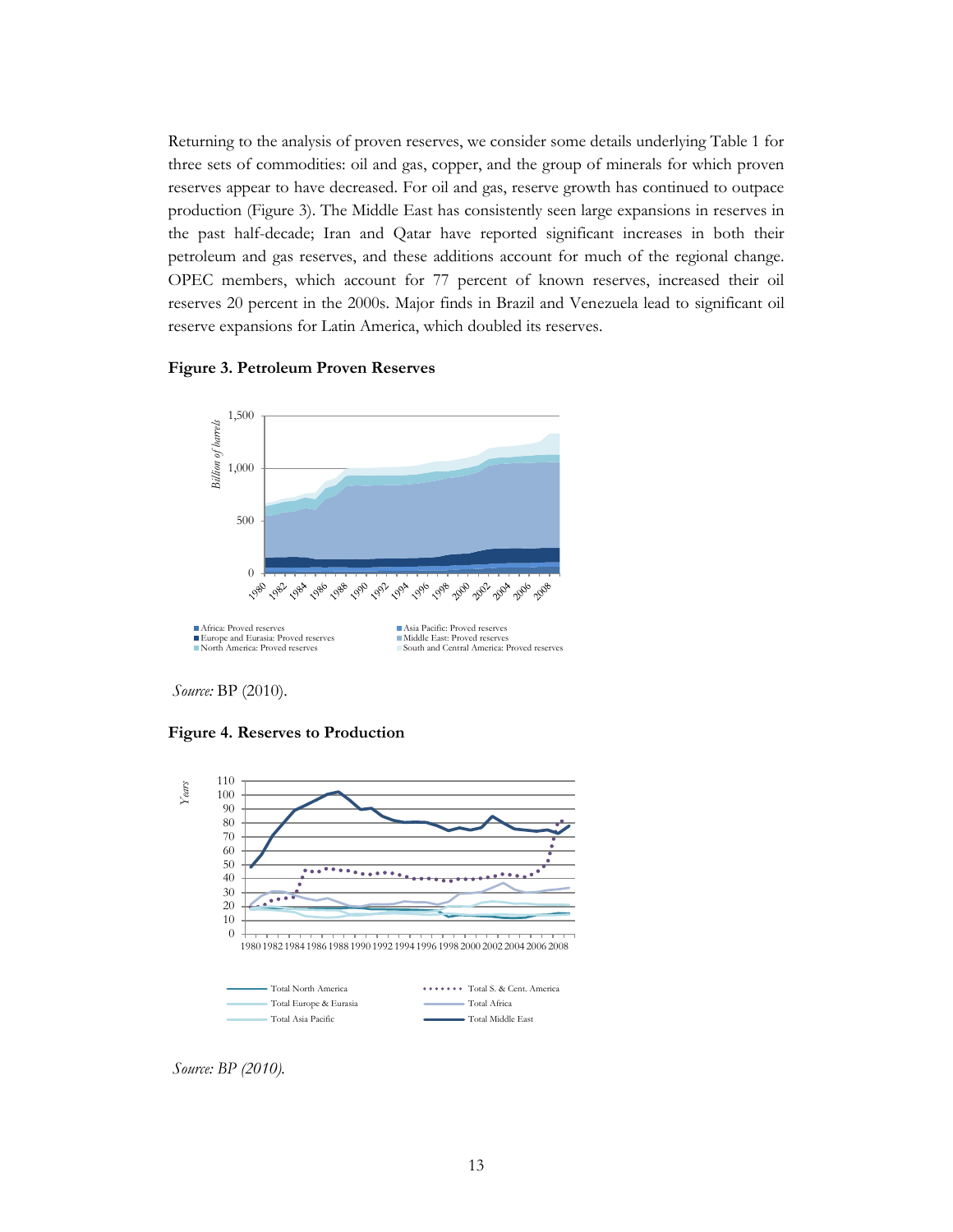Returning to the analysis of proven reserves, we consider some details underlying Table 1 for three sets of commodities: oil and gas, copper, and the group of minerals for which proven reserves appear to have decreased. For oil and gas, reserve growth has continued to outpace production (Figure 3). The Middle East has consistently seen large expansions in reserves in the past half-decade; Iran and Qatar have reported significant increases in both their petroleum and gas reserves, and these additions account for much of the regional change. OPEC members, which account for 77 percent of known reserves, increased their oil reserves 20 percent in the 2000s. Major finds in Brazil and Venezuela lead to significant oil reserve expansions for Latin America, which doubled its reserves.

**Figure 3. Petroleum Proven Reserves**

*Source:* BP (2010).

**Figure 4. Reserves to Production**

*Source: BP (2010).*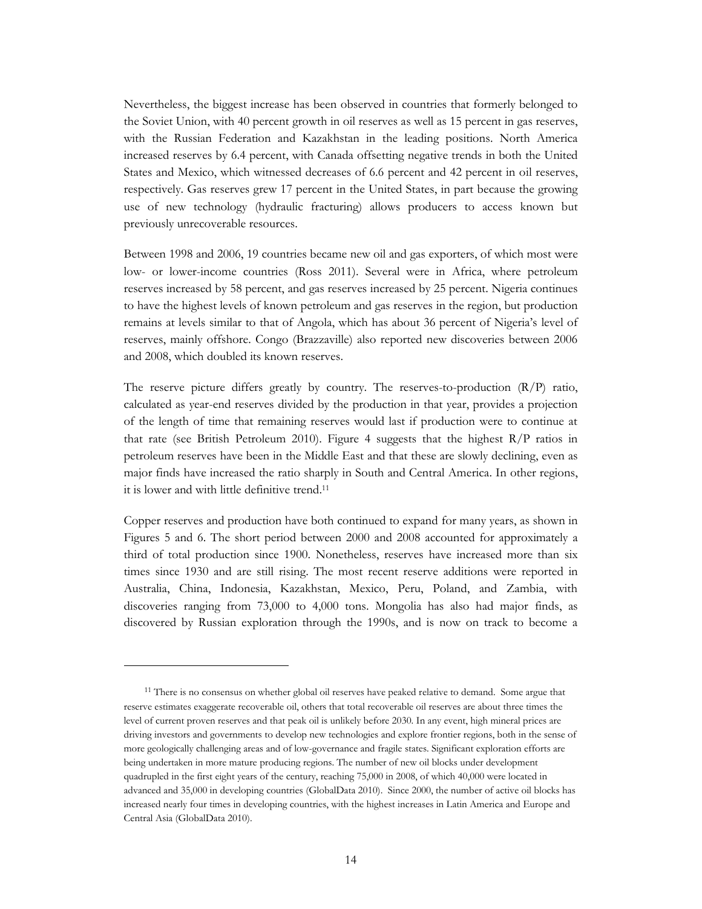Nevertheless, the biggest increase has been observed in countries that formerly belonged to the Soviet Union, with 40 percent growth in oil reserves as well as 15 percent in gas reserves, with the Russian Federation and Kazakhstan in the leading positions. North America increased reserves by 6.4 percent, with Canada offsetting negative trends in both the United States and Mexico, which witnessed decreases of 6.6 percent and 42 percent in oil reserves, respectively. Gas reserves grew 17 percent in the United States, in part because the growing use of new technology (hydraulic fracturing) allows producers to access known but previously unrecoverable resources.

Between 1998 and 2006, 19 countries became new oil and gas exporters, of which most were low- or lower-income countries (Ross 2011). Several were in Africa, where petroleum reserves increased by 58 percent, and gas reserves increased by 25 percent. Nigeria continues to have the highest levels of known petroleum and gas reserves in the region, but production remains at levels similar to that of Angola, which has about 36 percent of Nigeria's level of reserves, mainly offshore. Congo (Brazzaville) also reported new discoveries between 2006 and 2008, which doubled its known reserves.

The reserve picture differs greatly by country. The reserves-to-production (R/P) ratio, calculated as year-end reserves divided by the production in that year, provides a projection of the length of time that remaining reserves would last if production were to continue at that rate (see British Petroleum 2010). Figure 4 suggests that the highest R/P ratios in petroleum reserves have been in the Middle East and that these are slowly declining, even as major finds have increased the ratio sharply in South and Central America. In other regions, it is lower and with little definitive trend.[11]

Copper reserves and production have both continued to expand for many years, as shown in Figures 5 and 6. The short period between 2000 and 2008 accounted for approximately a third of total production since 1900. Nonetheless, reserves have increased more than six times since 1930 and are still rising. The most recent reserve additions were reported in Australia, China, Indonesia, Kazakhstan, Mexico, Peru, Poland, and Zambia, with discoveries ranging from 73,000 to 4,000 tons. Mongolia has also had major finds, as discovered by Russian exploration through the 1990s, and is now on track to become a

---

[11] There is no consensus on whether global oil reserves have peaked relative to demand. Some argue that reserve estimates exaggerate recoverable oil, others that total recoverable oil reserves are about three times the level of current proven reserves and that peak oil is unlikely before 2030. In any event, high mineral prices are driving investors and governments to develop new technologies and explore frontier regions, both in the sense of more geologically challenging areas and of low-governance and fragile states. Significant exploration efforts are being undertaken in more mature producing regions. The number of new oil blocks under development quadrupled in the first eight years of the century, reaching 75,000 in 2008, of which 40,000 were located in advanced and 35,000 in developing countries (GlobalData 2010). Since 2000, the number of active oil blocks has increased nearly four times in developing countries, with the highest increases in Latin America and Europe and Central Asia (GlobalData 2010).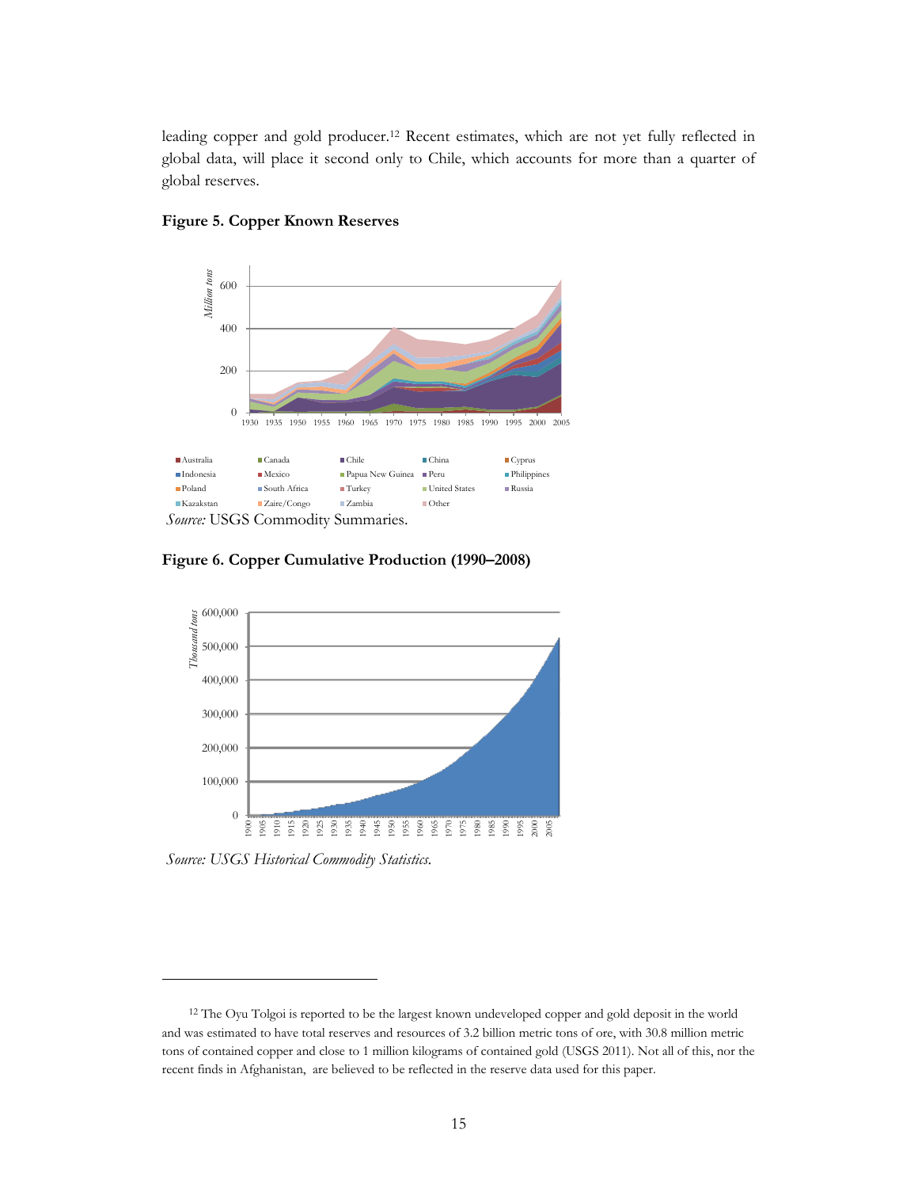leading copper and gold producer.[12] Recent estimates, which are not yet fully reflected in global data, will place it second only to Chile, which accounts for more than a quarter of global reserves.

**Figure 5. Copper Known Reserves**

*Source:* USGS Commodity Summaries.

**Figure 6. Copper Cumulative Production (1990–2008)**

*Source: USGS Historical Commodity Statistics.*

---

[12] The Oyu Tolgoi is reported to be the largest known undeveloped copper and gold deposit in the world and was estimated to have total reserves and resources of 3.2 billion metric tons of ore, with 30.8 million metric tons of contained copper and close to 1 million kilograms of contained gold (USGS 2011). Not all of this, nor the recent finds in Afghanistan, are believed to be reflected in the reserve data used for this paper.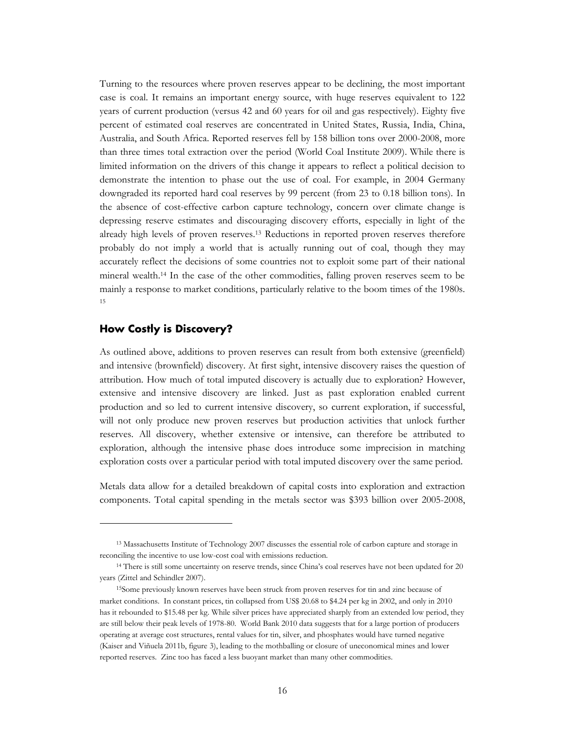Turning to the resources where proven reserves appear to be declining, the most important case is coal. It remains an important energy source, with huge reserves equivalent to 122 years of current production (versus 42 and 60 years for oil and gas respectively). Eighty five percent of estimated coal reserves are concentrated in United States, Russia, India, China, Australia, and South Africa. Reported reserves fell by 158 billion tons over 2000-2008, more than three times total extraction over the period (World Coal Institute 2009). While there is limited information on the drivers of this change it appears to reflect a political decision to demonstrate the intention to phase out the use of coal. For example, in 2004 Germany downgraded its reported hard coal reserves by 99 percent (from 23 to 0.18 billion tons). In the absence of cost-effective carbon capture technology, concern over climate change is depressing reserve estimates and discouraging discovery efforts, especially in light of the already high levels of proven reserves.[13] Reductions in reported proven reserves therefore probably do not imply a world that is actually running out of coal, though they may accurately reflect the decisions of some countries not to exploit some part of their national mineral wealth.[14] In the case of the other commodities, falling proven reserves seem to be mainly a response to market conditions, particularly relative to the boom times of the 1980s.[15]

## How Costly is Discovery?

As outlined above, additions to proven reserves can result from both extensive (greenfield) and intensive (brownfield) discovery. At first sight, intensive discovery raises the question of attribution. How much of total imputed discovery is actually due to exploration? However, extensive and intensive discovery are linked. Just as past exploration enabled current production and so led to current intensive discovery, so current exploration, if successful, will not only produce new proven reserves but production activities that unlock further reserves. All discovery, whether extensive or intensive, can therefore be attributed to exploration, although the intensive phase does introduce some imprecision in matching exploration costs over a particular period with total imputed discovery over the same period.

Metals data allow for a detailed breakdown of capital costs into exploration and extraction components. Total capital spending in the metals sector was $393 billion over 2005-2008,

---

[13] Massachusetts Institute of Technology 2007 discusses the essential role of carbon capture and storage in reconciling the incentive to use low-cost coal with emissions reduction.

[14] There is still some uncertainty on reserve trends, since China's coal reserves have not been updated for 20 years (Zittel and Schindler 2007).

[15] Some previously known reserves have been struck from proven reserves for tin and zinc because of market conditions. In constant prices, tin collapsed from US$ 20.68 to $4.24 per kg in 2002, and only in 2010 has it rebounded to $15.48 per kg. While silver prices have appreciated sharply from an extended low period, they are still below their peak levels of 1978-80. World Bank 2010 data suggests that for a large portion of producers operating at average cost structures, rental values for tin, silver, and phosphates would have turned negative (Kaiser and Viñuela 2011b, figure 3), leading to the mothballing or closure of uneconomical mines and lower reported reserves. Zinc too has faced a less buoyant market than many other commodities.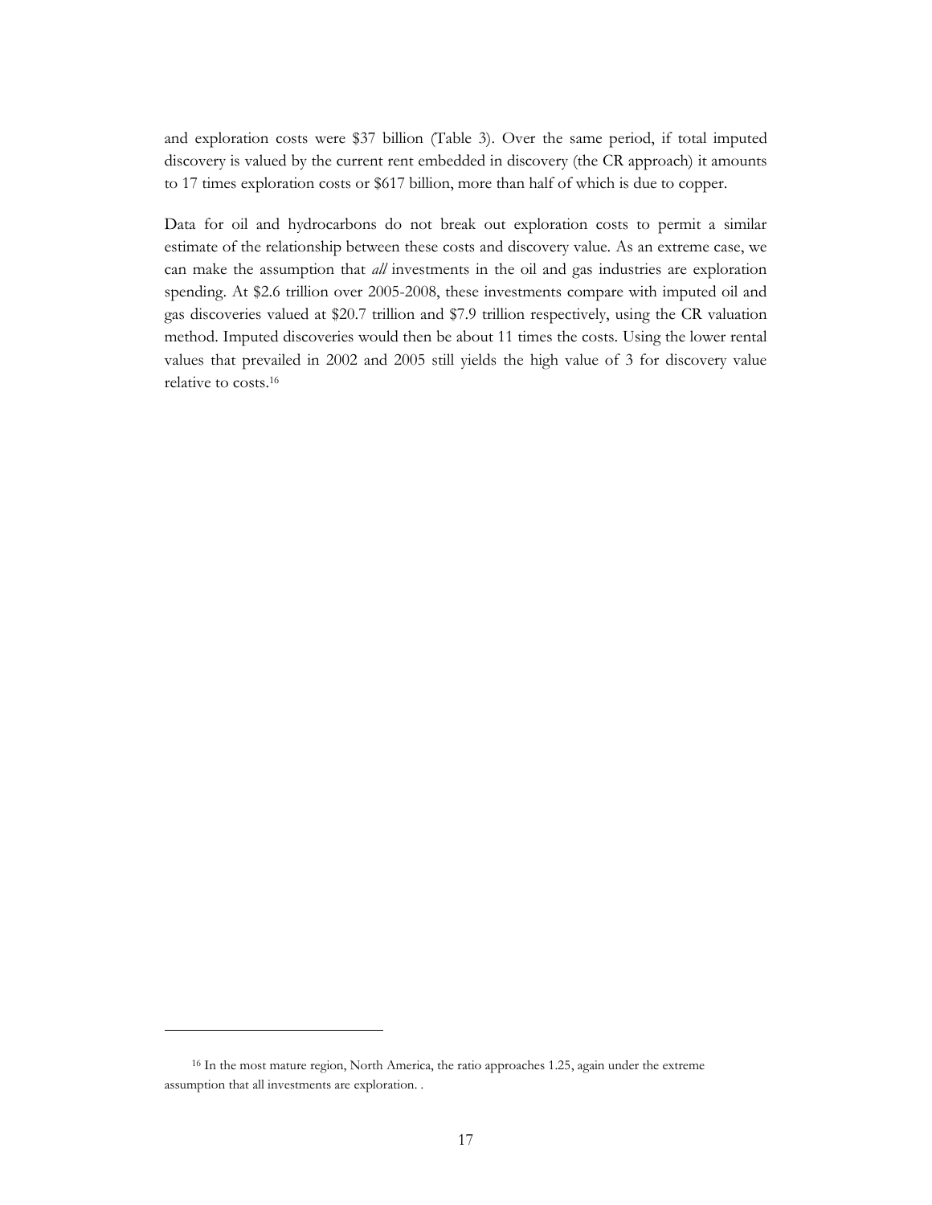and exploration costs were $37 billion (Table 3). Over the same period, if total imputed discovery is valued by the current rent embedded in discovery (the CR approach) it amounts to 17 times exploration costs or $617 billion, more than half of which is due to copper.

Data for oil and hydrocarbons do not break out exploration costs to permit a similar estimate of the relationship between these costs and discovery value. As an extreme case, we can make the assumption that *all* investments in the oil and gas industries are exploration spending. At $2.6 trillion over 2005-2008, these investments compare with imputed oil and gas discoveries valued at $20.7 trillion and $7.9 trillion respectively, using the CR valuation method. Imputed discoveries would then be about 11 times the costs. Using the lower rental values that prevailed in 2002 and 2005 still yields the high value of 3 for discovery value relative to costs.[16]

---

[16] In the most mature region, North America, the ratio approaches 1.25, again under the extreme assumption that all investments are exploration. .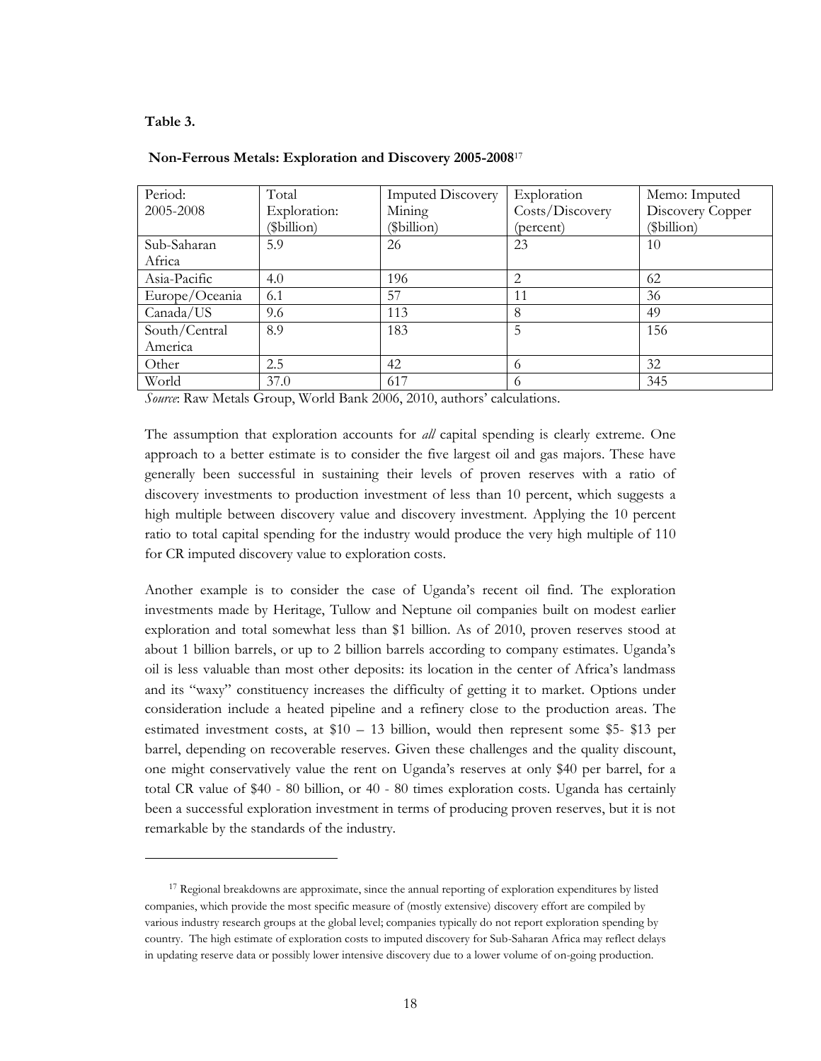**Table 3.**

**Non-Ferrous Metals: Exploration and Discovery 2005-2008**[17]

| Period: 2005-2008 | Total Exploration: ($billion) | Imputed Discovery Mining ($billion) | Exploration Costs/Discovery (percent) | Memo: Imputed Discovery Copper ($billion) |
|---|---|---|---|---|
| Sub-Saharan Africa | 5.9 | 26 | 23 | 10 |
| Asia-Pacific | 4.0 | 196 | 2 | 62 |
| Europe/Oceania | 6.1 | 57 | 11 | 36 |
| Canada/US | 9.6 | 113 | 8 | 49 |
| South/Central America | 8.9 | 183 | 5 | 156 |
| Other | 2.5 | 42 | 6 | 32 |
| World | 37.0 | 617 | 6 | 345 |

*Source*: Raw Metals Group, World Bank 2006, 2010, authors' calculations.

The assumption that exploration accounts for *all* capital spending is clearly extreme. One approach to a better estimate is to consider the five largest oil and gas majors. These have generally been successful in sustaining their levels of proven reserves with a ratio of discovery investments to production investment of less than 10 percent, which suggests a high multiple between discovery value and discovery investment. Applying the 10 percent ratio to total capital spending for the industry would produce the very high multiple of 110 for CR imputed discovery value to exploration costs.

Another example is to consider the case of Uganda's recent oil find. The exploration investments made by Heritage, Tullow and Neptune oil companies built on modest earlier exploration and total somewhat less than $1 billion. As of 2010, proven reserves stood at about 1 billion barrels, or up to 2 billion barrels according to company estimates. Uganda's oil is less valuable than most other deposits: its location in the center of Africa's landmass and its "waxy" constituency increases the difficulty of getting it to market. Options under consideration include a heated pipeline and a refinery close to the production areas. The estimated investment costs, at $10 – 13 billion, would then represent some $5- $13 per barrel, depending on recoverable reserves. Given these challenges and the quality discount, one might conservatively value the rent on Uganda's reserves at only $40 per barrel, for a total CR value of $40 - 80 billion, or 40 - 80 times exploration costs. Uganda has certainly been a successful exploration investment in terms of producing proven reserves, but it is not remarkable by the standards of the industry.

[17] Regional breakdowns are approximate, since the annual reporting of exploration expenditures by listed companies, which provide the most specific measure of (mostly extensive) discovery effort are compiled by various industry research groups at the global level; companies typically do not report exploration spending by country. The high estimate of exploration costs to imputed discovery for Sub-Saharan Africa may reflect delays in updating reserve data or possibly lower intensive discovery due to a lower volume of on-going production.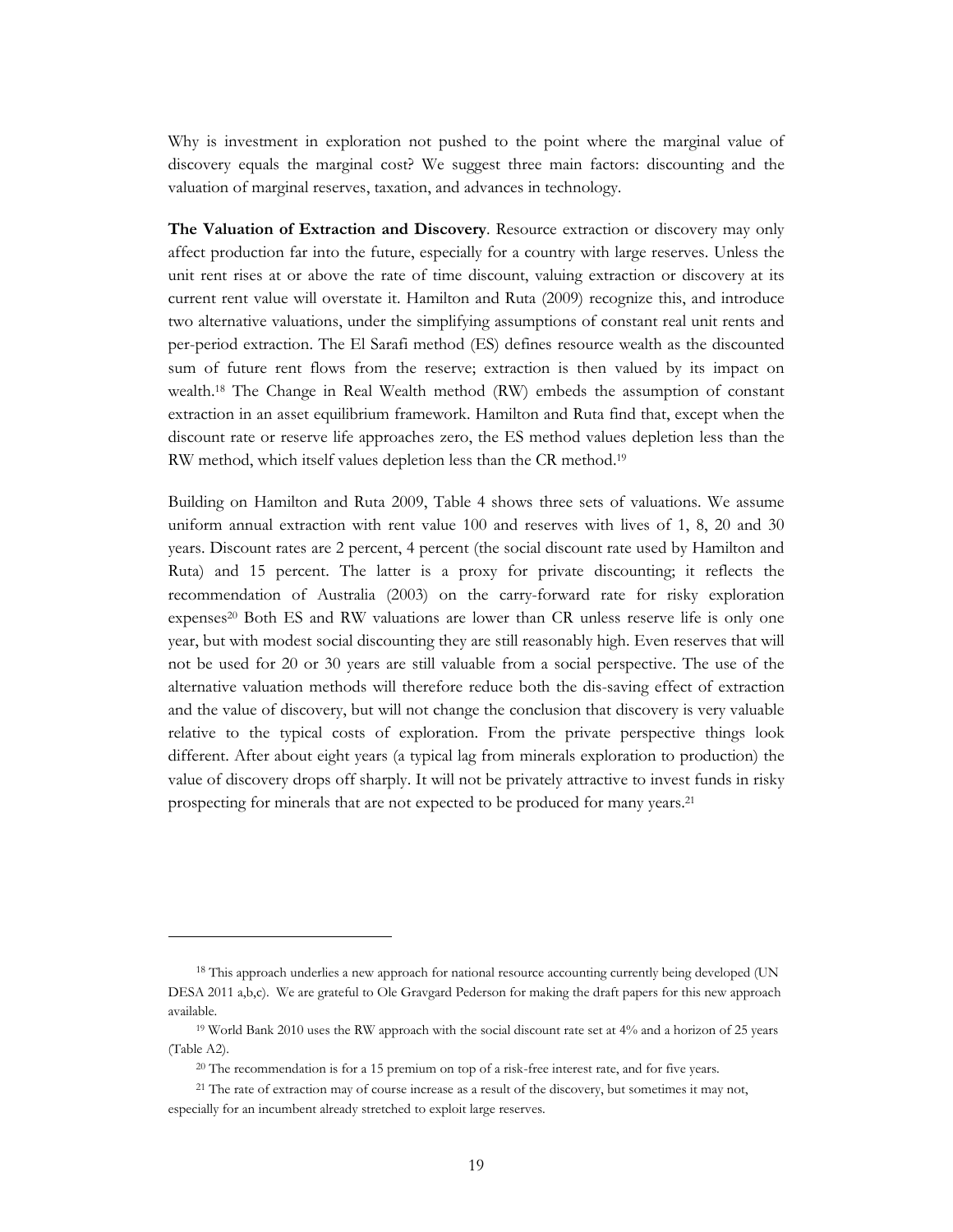Why is investment in exploration not pushed to the point where the marginal value of discovery equals the marginal cost? We suggest three main factors: discounting and the valuation of marginal reserves, taxation, and advances in technology.

**The Valuation of Extraction and Discovery**. Resource extraction or discovery may only affect production far into the future, especially for a country with large reserves. Unless the unit rent rises at or above the rate of time discount, valuing extraction or discovery at its current rent value will overstate it. Hamilton and Ruta (2009) recognize this, and introduce two alternative valuations, under the simplifying assumptions of constant real unit rents and per-period extraction. The El Sarafi method (ES) defines resource wealth as the discounted sum of future rent flows from the reserve; extraction is then valued by its impact on wealth.[18] The Change in Real Wealth method (RW) embeds the assumption of constant extraction in an asset equilibrium framework. Hamilton and Ruta find that, except when the discount rate or reserve life approaches zero, the ES method values depletion less than the RW method, which itself values depletion less than the CR method.[19]

Building on Hamilton and Ruta 2009, Table 4 shows three sets of valuations. We assume uniform annual extraction with rent value 100 and reserves with lives of 1, 8, 20 and 30 years. Discount rates are 2 percent, 4 percent (the social discount rate used by Hamilton and Ruta) and 15 percent. The latter is a proxy for private discounting; it reflects the recommendation of Australia (2003) on the carry-forward rate for risky exploration expenses[20] Both ES and RW valuations are lower than CR unless reserve life is only one year, but with modest social discounting they are still reasonably high. Even reserves that will not be used for 20 or 30 years are still valuable from a social perspective. The use of the alternative valuation methods will therefore reduce both the dis-saving effect of extraction and the value of discovery, but will not change the conclusion that discovery is very valuable relative to the typical costs of exploration. From the private perspective things look different. After about eight years (a typical lag from minerals exploration to production) the value of discovery drops off sharply. It will not be privately attractive to invest funds in risky prospecting for minerals that are not expected to be produced for many years.[21]

---

[18] This approach underlies a new approach for national resource accounting currently being developed (UN DESA 2011 a,b,c). We are grateful to Ole Gravgard Pederson for making the draft papers for this new approach available.

[19] World Bank 2010 uses the RW approach with the social discount rate set at 4% and a horizon of 25 years (Table A2).

[20] The recommendation is for a 15 premium on top of a risk-free interest rate, and for five years.

[21] The rate of extraction may of course increase as a result of the discovery, but sometimes it may not, especially for an incumbent already stretched to exploit large reserves.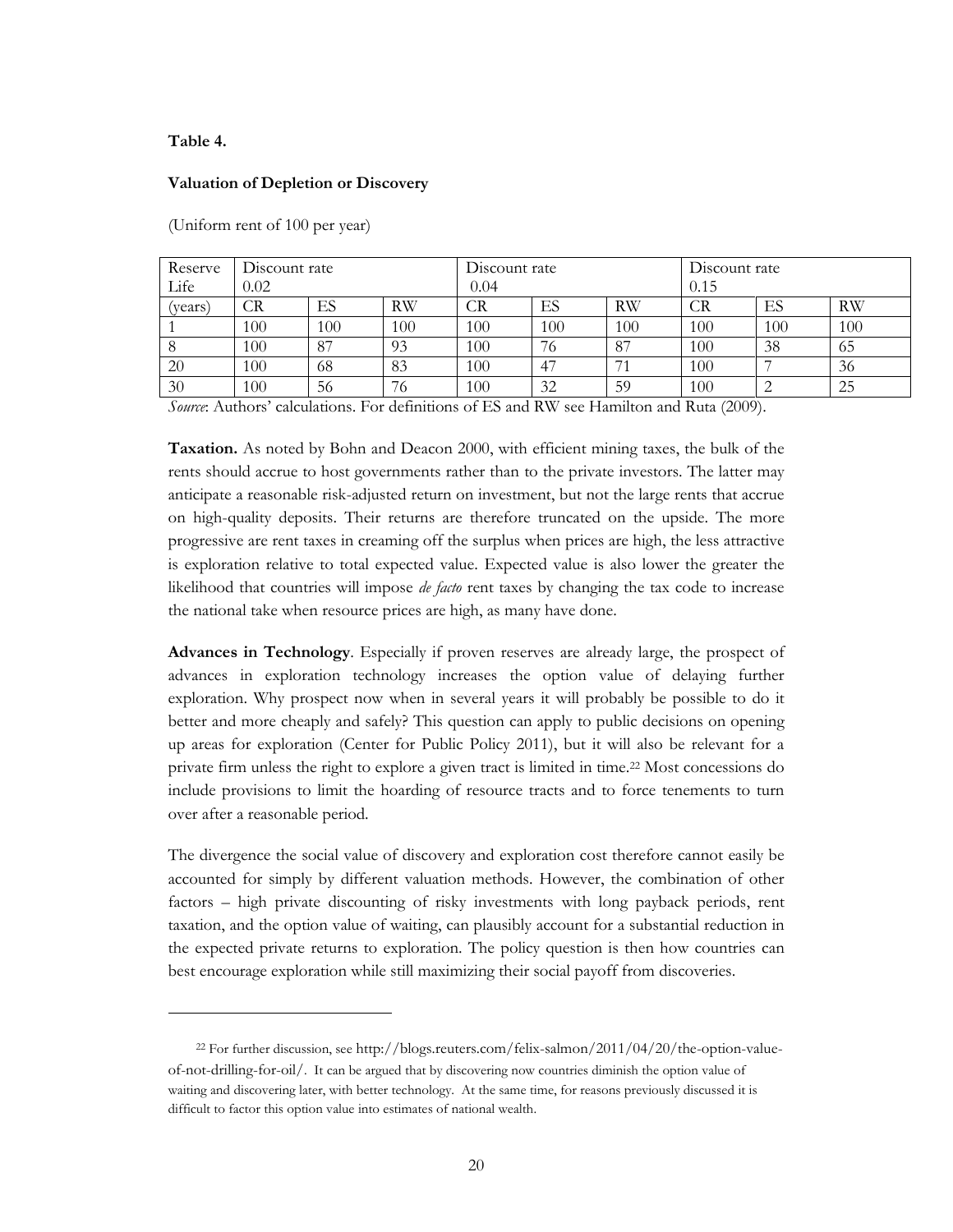**Table 4.**

**Valuation of Depletion or Discovery**

(Uniform rent of 100 per year)

| Reserve Life | Discount rate 0.02 | | | Discount rate 0.04 | | | Discount rate 0.15 | | |
|---|---|---|---|---|---|---|---|---|---|
| (years) | CR | ES | RW | CR | ES | RW | CR | ES | RW |
| 1 | 100 | 100 | 100 | 100 | 100 | 100 | 100 | 100 | 100 |
| 8 | 100 | 87 | 93 | 100 | 76 | 87 | 100 | 38 | 65 |
| 20 | 100 | 68 | 83 | 100 | 47 | 71 | 100 | 7 | 36 |
| 30 | 100 | 56 | 76 | 100 | 32 | 59 | 100 | 2 | 25 |

*Source*: Authors' calculations. For definitions of ES and RW see Hamilton and Ruta (2009).

**Taxation.** As noted by Bohn and Deacon 2000, with efficient mining taxes, the bulk of the rents should accrue to host governments rather than to the private investors. The latter may anticipate a reasonable risk-adjusted return on investment, but not the large rents that accrue on high-quality deposits. Their returns are therefore truncated on the upside. The more progressive are rent taxes in creaming off the surplus when prices are high, the less attractive is exploration relative to total expected value. Expected value is also lower the greater the likelihood that countries will impose *de facto* rent taxes by changing the tax code to increase the national take when resource prices are high, as many have done.

**Advances in Technology**. Especially if proven reserves are already large, the prospect of advances in exploration technology increases the option value of delaying further exploration. Why prospect now when in several years it will probably be possible to do it better and more cheaply and safely? This question can apply to public decisions on opening up areas for exploration (Center for Public Policy 2011), but it will also be relevant for a private firm unless the right to explore a given tract is limited in time.[22] Most concessions do include provisions to limit the hoarding of resource tracts and to force tenements to turn over after a reasonable period.

The divergence the social value of discovery and exploration cost therefore cannot easily be accounted for simply by different valuation methods. However, the combination of other factors – high private discounting of risky investments with long payback periods, rent taxation, and the option value of waiting, can plausibly account for a substantial reduction in the expected private returns to exploration. The policy question is then how countries can best encourage exploration while still maximizing their social payoff from discoveries.

---

[22] For further discussion, see http://blogs.reuters.com/felix-salmon/2011/04/20/the-option-value-of-not-drilling-for-oil/. It can be argued that by discovering now countries diminish the option value of waiting and discovering later, with better technology. At the same time, for reasons previously discussed it is difficult to factor this option value into estimates of national wealth.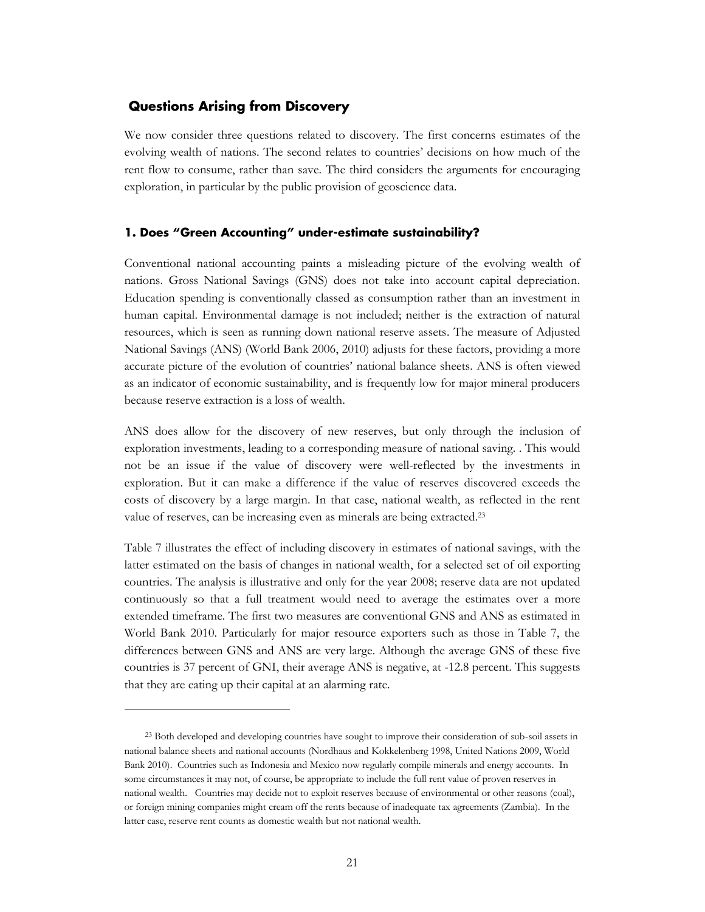## Questions Arising from Discovery

We now consider three questions related to discovery. The first concerns estimates of the evolving wealth of nations. The second relates to countries' decisions on how much of the rent flow to consume, rather than save. The third considers the arguments for encouraging exploration, in particular by the public provision of geoscience data.

### 1. Does "Green Accounting" under-estimate sustainability?

Conventional national accounting paints a misleading picture of the evolving wealth of nations. Gross National Savings (GNS) does not take into account capital depreciation. Education spending is conventionally classed as consumption rather than an investment in human capital. Environmental damage is not included; neither is the extraction of natural resources, which is seen as running down national reserve assets. The measure of Adjusted National Savings (ANS) (World Bank 2006, 2010) adjusts for these factors, providing a more accurate picture of the evolution of countries' national balance sheets. ANS is often viewed as an indicator of economic sustainability, and is frequently low for major mineral producers because reserve extraction is a loss of wealth.

ANS does allow for the discovery of new reserves, but only through the inclusion of exploration investments, leading to a corresponding measure of national saving. . This would not be an issue if the value of discovery were well-reflected by the investments in exploration. But it can make a difference if the value of reserves discovered exceeds the costs of discovery by a large margin. In that case, national wealth, as reflected in the rent value of reserves, can be increasing even as minerals are being extracted.[23]

Table 7 illustrates the effect of including discovery in estimates of national savings, with the latter estimated on the basis of changes in national wealth, for a selected set of oil exporting countries. The analysis is illustrative and only for the year 2008; reserve data are not updated continuously so that a full treatment would need to average the estimates over a more extended timeframe. The first two measures are conventional GNS and ANS as estimated in World Bank 2010. Particularly for major resource exporters such as those in Table 7, the differences between GNS and ANS are very large. Although the average GNS of these five countries is 37 percent of GNI, their average ANS is negative, at -12.8 percent. This suggests that they are eating up their capital at an alarming rate.

---

[23] Both developed and developing countries have sought to improve their consideration of sub-soil assets in national balance sheets and national accounts (Nordhaus and Kokkelenberg 1998, United Nations 2009, World Bank 2010). Countries such as Indonesia and Mexico now regularly compile minerals and energy accounts. In some circumstances it may not, of course, be appropriate to include the full rent value of proven reserves in national wealth. Countries may decide not to exploit reserves because of environmental or other reasons (coal), or foreign mining companies might cream off the rents because of inadequate tax agreements (Zambia). In the latter case, reserve rent counts as domestic wealth but not national wealth.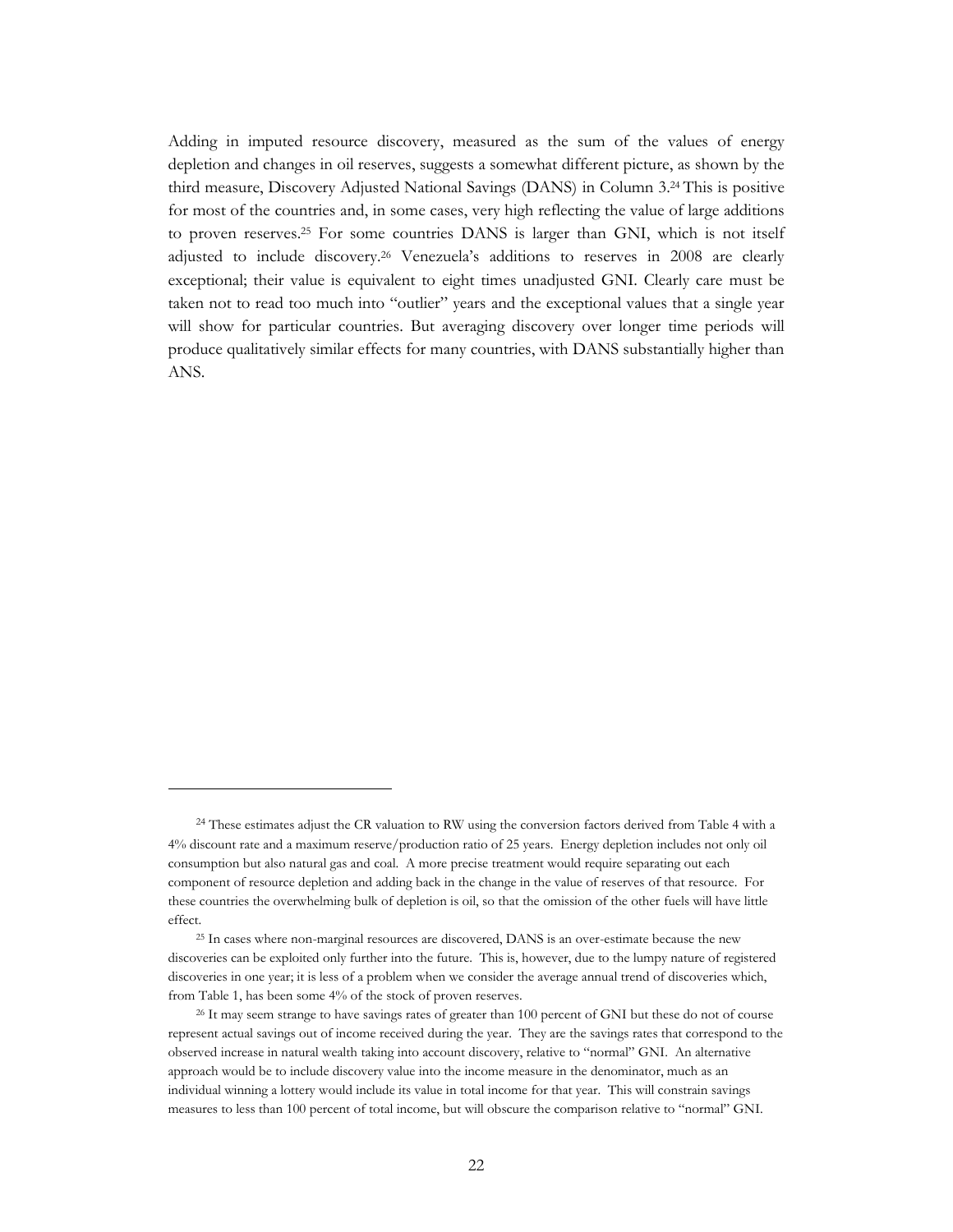Adding in imputed resource discovery, measured as the sum of the values of energy depletion and changes in oil reserves, suggests a somewhat different picture, as shown by the third measure, Discovery Adjusted National Savings (DANS) in Column 3.[24] This is positive for most of the countries and, in some cases, very high reflecting the value of large additions to proven reserves.[25] For some countries DANS is larger than GNI, which is not itself adjusted to include discovery.[26] Venezuela's additions to reserves in 2008 are clearly exceptional; their value is equivalent to eight times unadjusted GNI. Clearly care must be taken not to read too much into "outlier" years and the exceptional values that a single year will show for particular countries. But averaging discovery over longer time periods will produce qualitatively similar effects for many countries, with DANS substantially higher than ANS.

---

[24] These estimates adjust the CR valuation to RW using the conversion factors derived from Table 4 with a 4% discount rate and a maximum reserve/production ratio of 25 years. Energy depletion includes not only oil consumption but also natural gas and coal. A more precise treatment would require separating out each component of resource depletion and adding back in the change in the value of reserves of that resource. For these countries the overwhelming bulk of depletion is oil, so that the omission of the other fuels will have little effect.

[25] In cases where non-marginal resources are discovered, DANS is an over-estimate because the new discoveries can be exploited only further into the future. This is, however, due to the lumpy nature of registered discoveries in one year; it is less of a problem when we consider the average annual trend of discoveries which, from Table 1, has been some 4% of the stock of proven reserves.

[26] It may seem strange to have savings rates of greater than 100 percent of GNI but these do not of course represent actual savings out of income received during the year. They are the savings rates that correspond to the observed increase in natural wealth taking into account discovery, relative to "normal" GNI. An alternative approach would be to include discovery value into the income measure in the denominator, much as an individual winning a lottery would include its value in total income for that year. This will constrain savings measures to less than 100 percent of total income, but will obscure the comparison relative to "normal" GNI.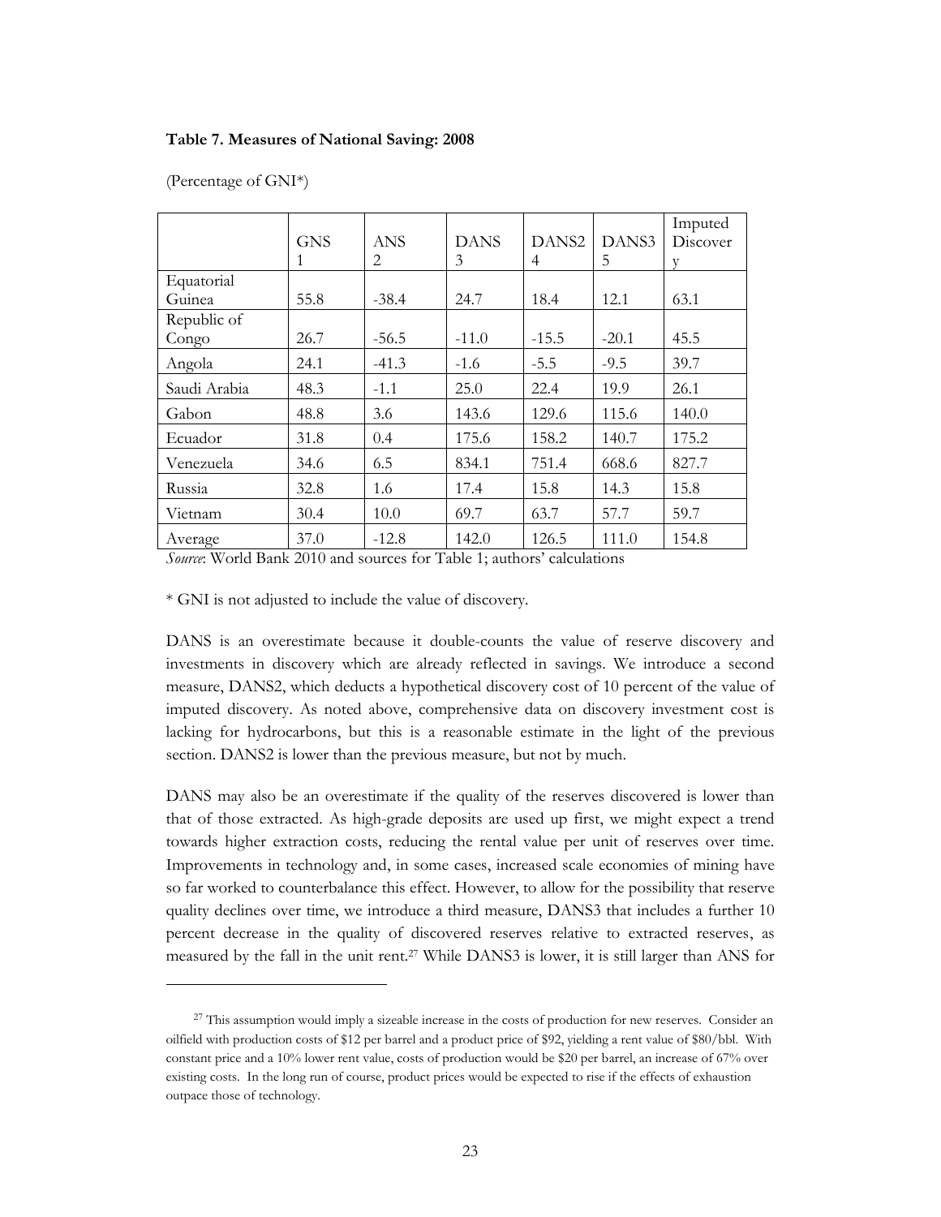**Table 7. Measures of National Saving: 2008**

(Percentage of GNI*)

| | GNS 1 | ANS 2 | DANS 3 | DANS2 4 | DANS3 5 | Imputed Discovery |
|---|---|---|---|---|---|---|
| Equatorial Guinea | 55.8 | -38.4 | 24.7 | 18.4 | 12.1 | 63.1 |
| Republic of Congo | 26.7 | -56.5 | -11.0 | -15.5 | -20.1 | 45.5 |
| Angola | 24.1 | -41.3 | -1.6 | -5.5 | -9.5 | 39.7 |
| Saudi Arabia | 48.3 | -1.1 | 25.0 | 22.4 | 19.9 | 26.1 |
| Gabon | 48.8 | 3.6 | 143.6 | 129.6 | 115.6 | 140.0 |
| Ecuador | 31.8 | 0.4 | 175.6 | 158.2 | 140.7 | 175.2 |
| Venezuela | 34.6 | 6.5 | 834.1 | 751.4 | 668.6 | 827.7 |
| Russia | 32.8 | 1.6 | 17.4 | 15.8 | 14.3 | 15.8 |
| Vietnam | 30.4 | 10.0 | 69.7 | 63.7 | 57.7 | 59.7 |
| Average | 37.0 | -12.8 | 142.0 | 126.5 | 111.0 | 154.8 |

*Source*: World Bank 2010 and sources for Table 1; authors' calculations

* GNI is not adjusted to include the value of discovery.

DANS is an overestimate because it double-counts the value of reserve discovery and investments in discovery which are already reflected in savings. We introduce a second measure, DANS2, which deducts a hypothetical discovery cost of 10 percent of the value of imputed discovery. As noted above, comprehensive data on discovery investment cost is lacking for hydrocarbons, but this is a reasonable estimate in the light of the previous section. DANS2 is lower than the previous measure, but not by much.

DANS may also be an overestimate if the quality of the reserves discovered is lower than that of those extracted. As high-grade deposits are used up first, we might expect a trend towards higher extraction costs, reducing the rental value per unit of reserves over time. Improvements in technology and, in some cases, increased scale economies of mining have so far worked to counterbalance this effect. However, to allow for the possibility that reserve quality declines over time, we introduce a third measure, DANS3 that includes a further 10 percent decrease in the quality of discovered reserves relative to extracted reserves, as measured by the fall in the unit rent.[27] While DANS3 is lower, it is still larger than ANS for

[27] This assumption would imply a sizeable increase in the costs of production for new reserves. Consider an oilfield with production costs of $12 per barrel and a product price of $92, yielding a rent value of $80/bbl. With constant price and a 10% lower rent value, costs of production would be $20 per barrel, an increase of 67% over existing costs. In the long run of course, product prices would be expected to rise if the effects of exhaustion outpace those of technology.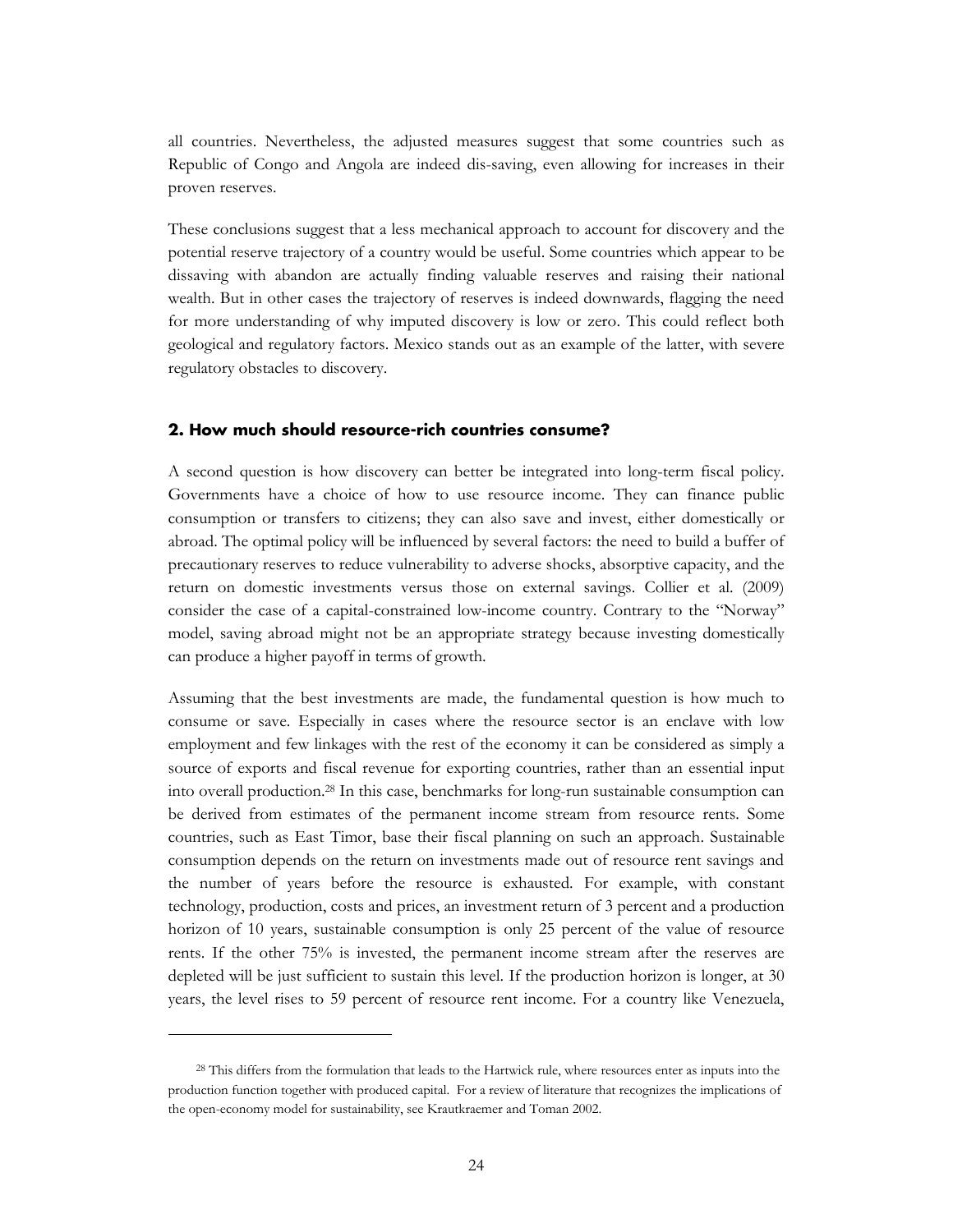all countries. Nevertheless, the adjusted measures suggest that some countries such as Republic of Congo and Angola are indeed dis-saving, even allowing for increases in their proven reserves.

These conclusions suggest that a less mechanical approach to account for discovery and the potential reserve trajectory of a country would be useful. Some countries which appear to be dissaving with abandon are actually finding valuable reserves and raising their national wealth. But in other cases the trajectory of reserves is indeed downwards, flagging the need for more understanding of why imputed discovery is low or zero. This could reflect both geological and regulatory factors. Mexico stands out as an example of the latter, with severe regulatory obstacles to discovery.

## 2. How much should resource-rich countries consume?

A second question is how discovery can better be integrated into long-term fiscal policy. Governments have a choice of how to use resource income. They can finance public consumption or transfers to citizens; they can also save and invest, either domestically or abroad. The optimal policy will be influenced by several factors: the need to build a buffer of precautionary reserves to reduce vulnerability to adverse shocks, absorptive capacity, and the return on domestic investments versus those on external savings. Collier et al. (2009) consider the case of a capital-constrained low-income country. Contrary to the "Norway" model, saving abroad might not be an appropriate strategy because investing domestically can produce a higher payoff in terms of growth.

Assuming that the best investments are made, the fundamental question is how much to consume or save. Especially in cases where the resource sector is an enclave with low employment and few linkages with the rest of the economy it can be considered as simply a source of exports and fiscal revenue for exporting countries, rather than an essential input into overall production.[28] In this case, benchmarks for long-run sustainable consumption can be derived from estimates of the permanent income stream from resource rents. Some countries, such as East Timor, base their fiscal planning on such an approach. Sustainable consumption depends on the return on investments made out of resource rent savings and the number of years before the resource is exhausted. For example, with constant technology, production, costs and prices, an investment return of 3 percent and a production horizon of 10 years, sustainable consumption is only 25 percent of the value of resource rents. If the other 75% is invested, the permanent income stream after the reserves are depleted will be just sufficient to sustain this level. If the production horizon is longer, at 30 years, the level rises to 59 percent of resource rent income. For a country like Venezuela,

[28] This differs from the formulation that leads to the Hartwick rule, where resources enter as inputs into the production function together with produced capital. For a review of literature that recognizes the implications of the open-economy model for sustainability, see Krautkraemer and Toman 2002.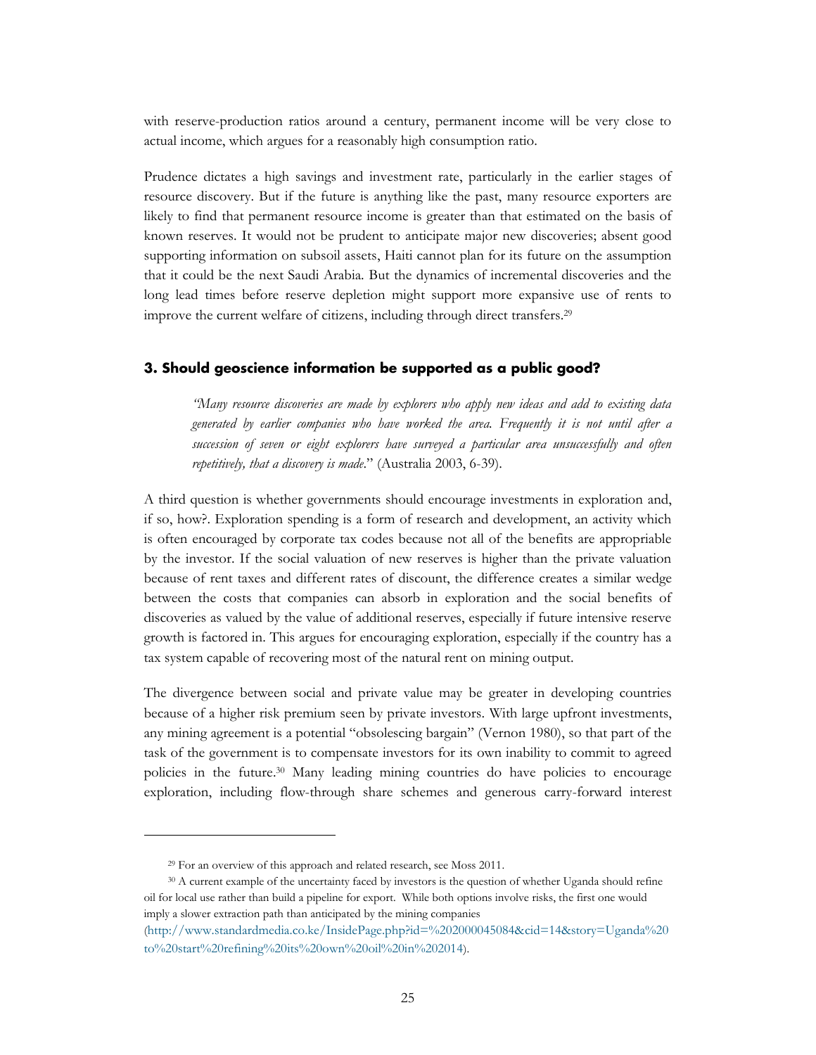with reserve-production ratios around a century, permanent income will be very close to actual income, which argues for a reasonably high consumption ratio.

Prudence dictates a high savings and investment rate, particularly in the earlier stages of resource discovery. But if the future is anything like the past, many resource exporters are likely to find that permanent resource income is greater than that estimated on the basis of known reserves. It would not be prudent to anticipate major new discoveries; absent good supporting information on subsoil assets, Haiti cannot plan for its future on the assumption that it could be the next Saudi Arabia. But the dynamics of incremental discoveries and the long lead times before reserve depletion might support more expansive use of rents to improve the current welfare of citizens, including through direct transfers.[29]

### 3. Should geoscience information be supported as a public good?

> *"Many resource discoveries are made by explorers who apply new ideas and add to existing data generated by earlier companies who have worked the area. Frequently it is not until after a succession of seven or eight explorers have surveyed a particular area unsuccessfully and often repetitively, that a discovery is made*." (Australia 2003, 6-39).

A third question is whether governments should encourage investments in exploration and, if so, how?. Exploration spending is a form of research and development, an activity which is often encouraged by corporate tax codes because not all of the benefits are appropriable by the investor. If the social valuation of new reserves is higher than the private valuation because of rent taxes and different rates of discount, the difference creates a similar wedge between the costs that companies can absorb in exploration and the social benefits of discoveries as valued by the value of additional reserves, especially if future intensive reserve growth is factored in. This argues for encouraging exploration, especially if the country has a tax system capable of recovering most of the natural rent on mining output.

The divergence between social and private value may be greater in developing countries because of a higher risk premium seen by private investors. With large upfront investments, any mining agreement is a potential "obsolescing bargain" (Vernon 1980), so that part of the task of the government is to compensate investors for its own inability to commit to agreed policies in the future.[30] Many leading mining countries do have policies to encourage exploration, including flow-through share schemes and generous carry-forward interest

---

[29] For an overview of this approach and related research, see Moss 2011.

[30] A current example of the uncertainty faced by investors is the question of whether Uganda should refine oil for local use rather than build a pipeline for export. While both options involve risks, the first one would imply a slower extraction path than anticipated by the mining companies (http://www.standardmedia.co.ke/InsidePage.php?id=%202000045084&cid=14&story=Uganda%20to%20start%20refining%20its%20own%20oil%20in%202014).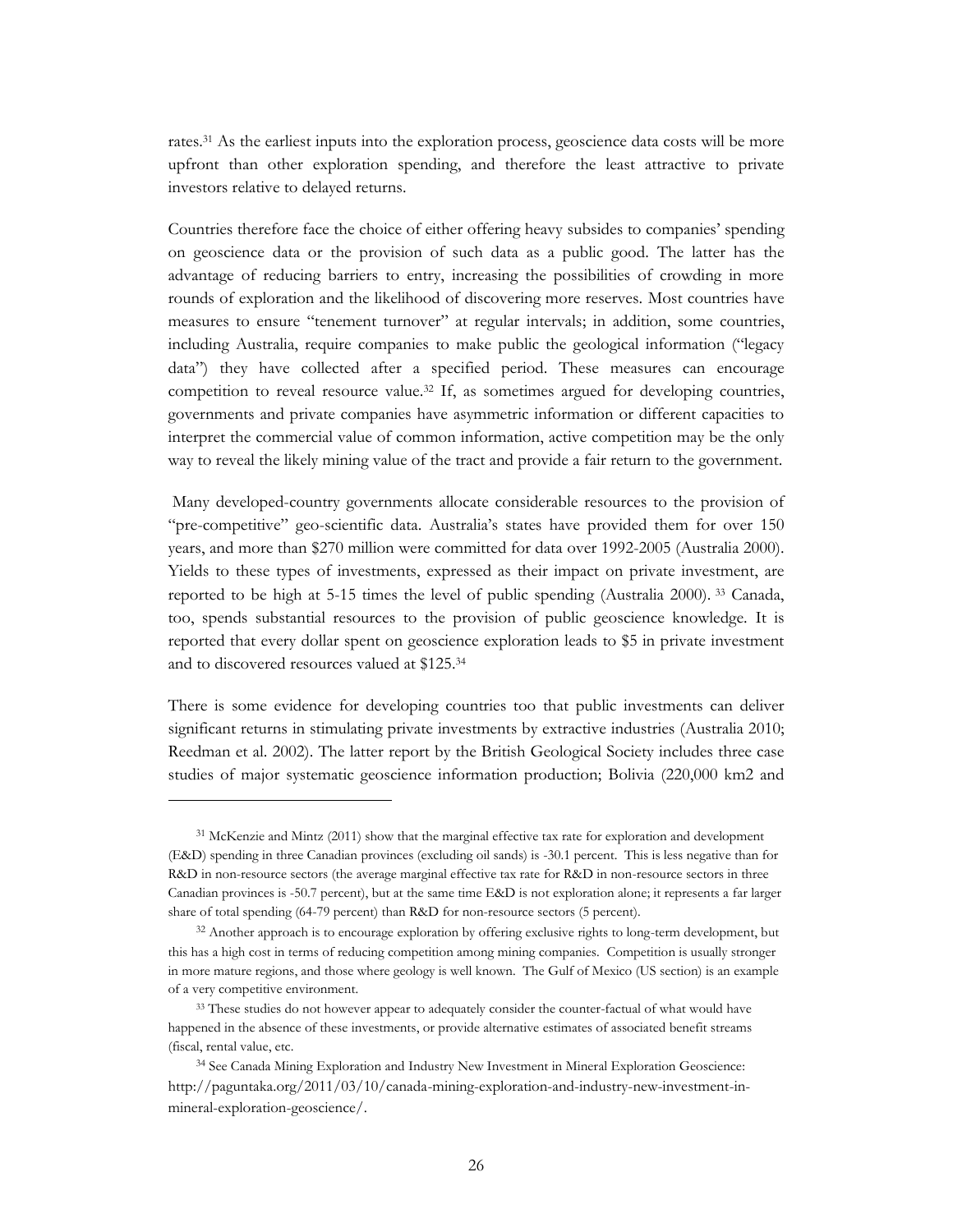rates.[31] As the earliest inputs into the exploration process, geoscience data costs will be more upfront than other exploration spending, and therefore the least attractive to private investors relative to delayed returns.

Countries therefore face the choice of either offering heavy subsides to companies' spending on geoscience data or the provision of such data as a public good. The latter has the advantage of reducing barriers to entry, increasing the possibilities of crowding in more rounds of exploration and the likelihood of discovering more reserves. Most countries have measures to ensure "tenement turnover" at regular intervals; in addition, some countries, including Australia, require companies to make public the geological information ("legacy data") they have collected after a specified period. These measures can encourage competition to reveal resource value.[32] If, as sometimes argued for developing countries, governments and private companies have asymmetric information or different capacities to interpret the commercial value of common information, active competition may be the only way to reveal the likely mining value of the tract and provide a fair return to the government.

Many developed-country governments allocate considerable resources to the provision of "pre-competitive" geo-scientific data. Australia's states have provided them for over 150 years, and more than $270 million were committed for data over 1992-2005 (Australia 2000). Yields to these types of investments, expressed as their impact on private investment, are reported to be high at 5-15 times the level of public spending (Australia 2000).[33] Canada, too, spends substantial resources to the provision of public geoscience knowledge. It is reported that every dollar spent on geoscience exploration leads to $5 in private investment and to discovered resources valued at $125.[34]

There is some evidence for developing countries too that public investments can deliver significant returns in stimulating private investments by extractive industries (Australia 2010; Reedman et al. 2002). The latter report by the British Geological Society includes three case studies of major systematic geoscience information production; Bolivia (220,000 km2 and

---

[31] McKenzie and Mintz (2011) show that the marginal effective tax rate for exploration and development (E&D) spending in three Canadian provinces (excluding oil sands) is -30.1 percent. This is less negative than for R&D in non-resource sectors (the average marginal effective tax rate for R&D in non-resource sectors in three Canadian provinces is -50.7 percent), but at the same time E&D is not exploration alone; it represents a far larger share of total spending (64-79 percent) than R&D for non-resource sectors (5 percent).

[32] Another approach is to encourage exploration by offering exclusive rights to long-term development, but this has a high cost in terms of reducing competition among mining companies. Competition is usually stronger in more mature regions, and those where geology is well known. The Gulf of Mexico (US section) is an example of a very competitive environment.

[33] These studies do not however appear to adequately consider the counter-factual of what would have happened in the absence of these investments, or provide alternative estimates of associated benefit streams (fiscal, rental value, etc.

[34] See Canada Mining Exploration and Industry New Investment in Mineral Exploration Geoscience: http://paguntaka.org/2011/03/10/canada-mining-exploration-and-industry-new-investment-in-mineral-exploration-geoscience/.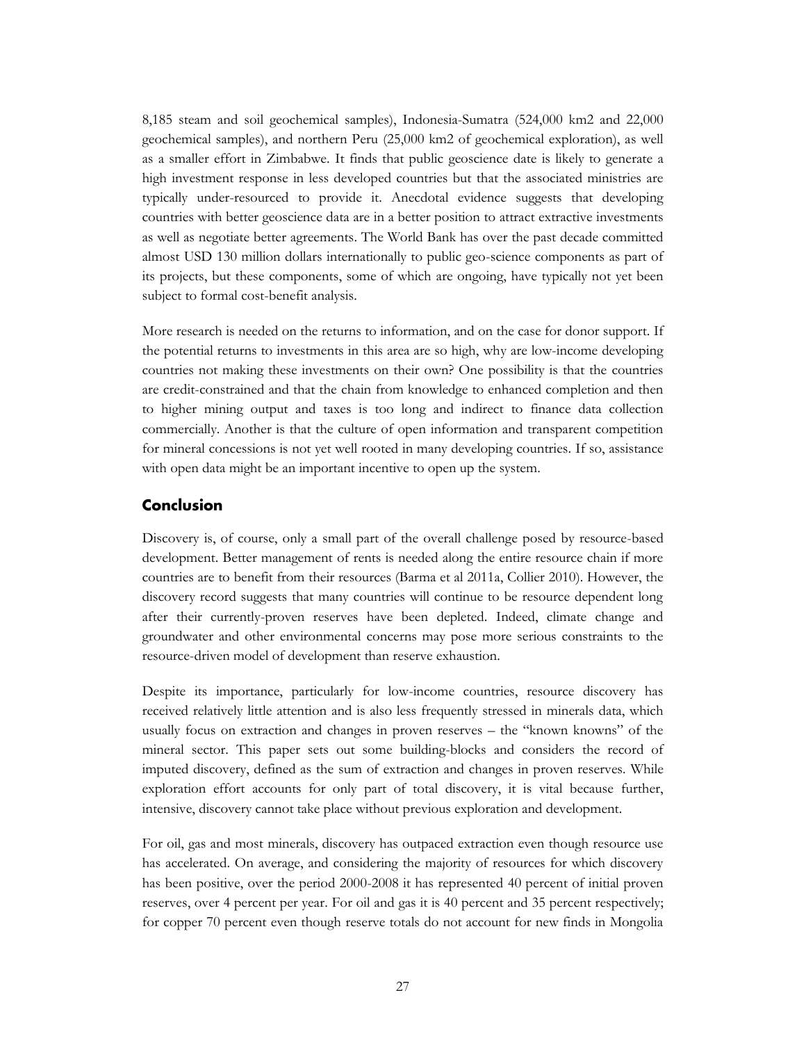8,185 steam and soil geochemical samples), Indonesia-Sumatra (524,000 km2 and 22,000 geochemical samples), and northern Peru (25,000 km2 of geochemical exploration), as well as a smaller effort in Zimbabwe. It finds that public geoscience date is likely to generate a high investment response in less developed countries but that the associated ministries are typically under-resourced to provide it. Anecdotal evidence suggests that developing countries with better geoscience data are in a better position to attract extractive investments as well as negotiate better agreements. The World Bank has over the past decade committed almost USD 130 million dollars internationally to public geo-science components as part of its projects, but these components, some of which are ongoing, have typically not yet been subject to formal cost-benefit analysis.

More research is needed on the returns to information, and on the case for donor support. If the potential returns to investments in this area are so high, why are low-income developing countries not making these investments on their own? One possibility is that the countries are credit-constrained and that the chain from knowledge to enhanced completion and then to higher mining output and taxes is too long and indirect to finance data collection commercially. Another is that the culture of open information and transparent competition for mineral concessions is not yet well rooted in many developing countries. If so, assistance with open data might be an important incentive to open up the system.

## Conclusion

Discovery is, of course, only a small part of the overall challenge posed by resource-based development. Better management of rents is needed along the entire resource chain if more countries are to benefit from their resources (Barma et al 2011a, Collier 2010). However, the discovery record suggests that many countries will continue to be resource dependent long after their currently-proven reserves have been depleted. Indeed, climate change and groundwater and other environmental concerns may pose more serious constraints to the resource-driven model of development than reserve exhaustion.

Despite its importance, particularly for low-income countries, resource discovery has received relatively little attention and is also less frequently stressed in minerals data, which usually focus on extraction and changes in proven reserves – the "known knowns" of the mineral sector. This paper sets out some building-blocks and considers the record of imputed discovery, defined as the sum of extraction and changes in proven reserves. While exploration effort accounts for only part of total discovery, it is vital because further, intensive, discovery cannot take place without previous exploration and development.

For oil, gas and most minerals, discovery has outpaced extraction even though resource use has accelerated. On average, and considering the majority of resources for which discovery has been positive, over the period 2000-2008 it has represented 40 percent of initial proven reserves, over 4 percent per year. For oil and gas it is 40 percent and 35 percent respectively; for copper 70 percent even though reserve totals do not account for new finds in Mongolia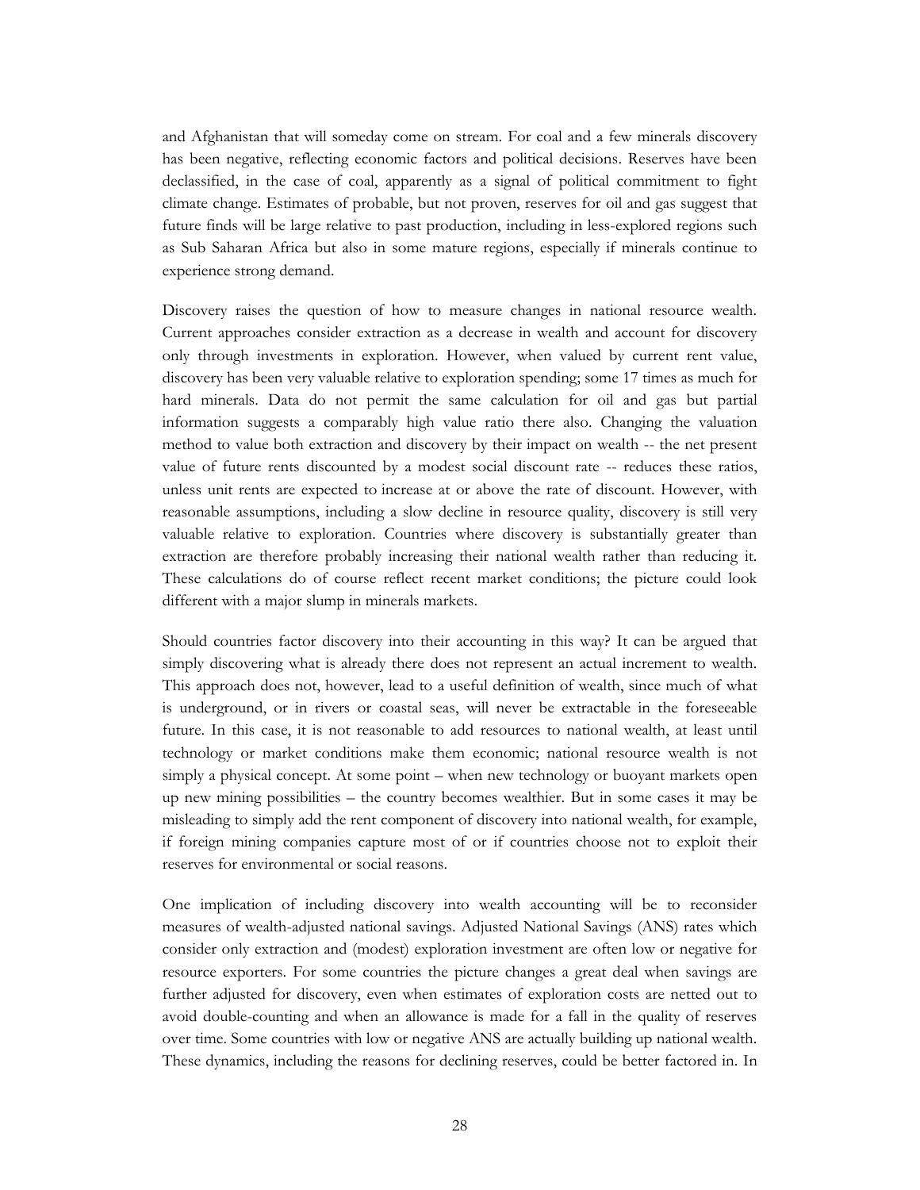and Afghanistan that will someday come on stream. For coal and a few minerals discovery has been negative, reflecting economic factors and political decisions. Reserves have been declassified, in the case of coal, apparently as a signal of political commitment to fight climate change. Estimates of probable, but not proven, reserves for oil and gas suggest that future finds will be large relative to past production, including in less-explored regions such as Sub Saharan Africa but also in some mature regions, especially if minerals continue to experience strong demand.

Discovery raises the question of how to measure changes in national resource wealth. Current approaches consider extraction as a decrease in wealth and account for discovery only through investments in exploration. However, when valued by current rent value, discovery has been very valuable relative to exploration spending; some 17 times as much for hard minerals. Data do not permit the same calculation for oil and gas but partial information suggests a comparably high value ratio there also. Changing the valuation method to value both extraction and discovery by their impact on wealth -- the net present value of future rents discounted by a modest social discount rate -- reduces these ratios, unless unit rents are expected to increase at or above the rate of discount. However, with reasonable assumptions, including a slow decline in resource quality, discovery is still very valuable relative to exploration. Countries where discovery is substantially greater than extraction are therefore probably increasing their national wealth rather than reducing it. These calculations do of course reflect recent market conditions; the picture could look different with a major slump in minerals markets.

Should countries factor discovery into their accounting in this way? It can be argued that simply discovering what is already there does not represent an actual increment to wealth. This approach does not, however, lead to a useful definition of wealth, since much of what is underground, or in rivers or coastal seas, will never be extractable in the foreseeable future. In this case, it is not reasonable to add resources to national wealth, at least until technology or market conditions make them economic; national resource wealth is not simply a physical concept. At some point – when new technology or buoyant markets open up new mining possibilities – the country becomes wealthier. But in some cases it may be misleading to simply add the rent component of discovery into national wealth, for example, if foreign mining companies capture most of or if countries choose not to exploit their reserves for environmental or social reasons.

One implication of including discovery into wealth accounting will be to reconsider measures of wealth-adjusted national savings. Adjusted National Savings (ANS) rates which consider only extraction and (modest) exploration investment are often low or negative for resource exporters. For some countries the picture changes a great deal when savings are further adjusted for discovery, even when estimates of exploration costs are netted out to avoid double-counting and when an allowance is made for a fall in the quality of reserves over time. Some countries with low or negative ANS are actually building up national wealth. These dynamics, including the reasons for declining reserves, could be better factored in. In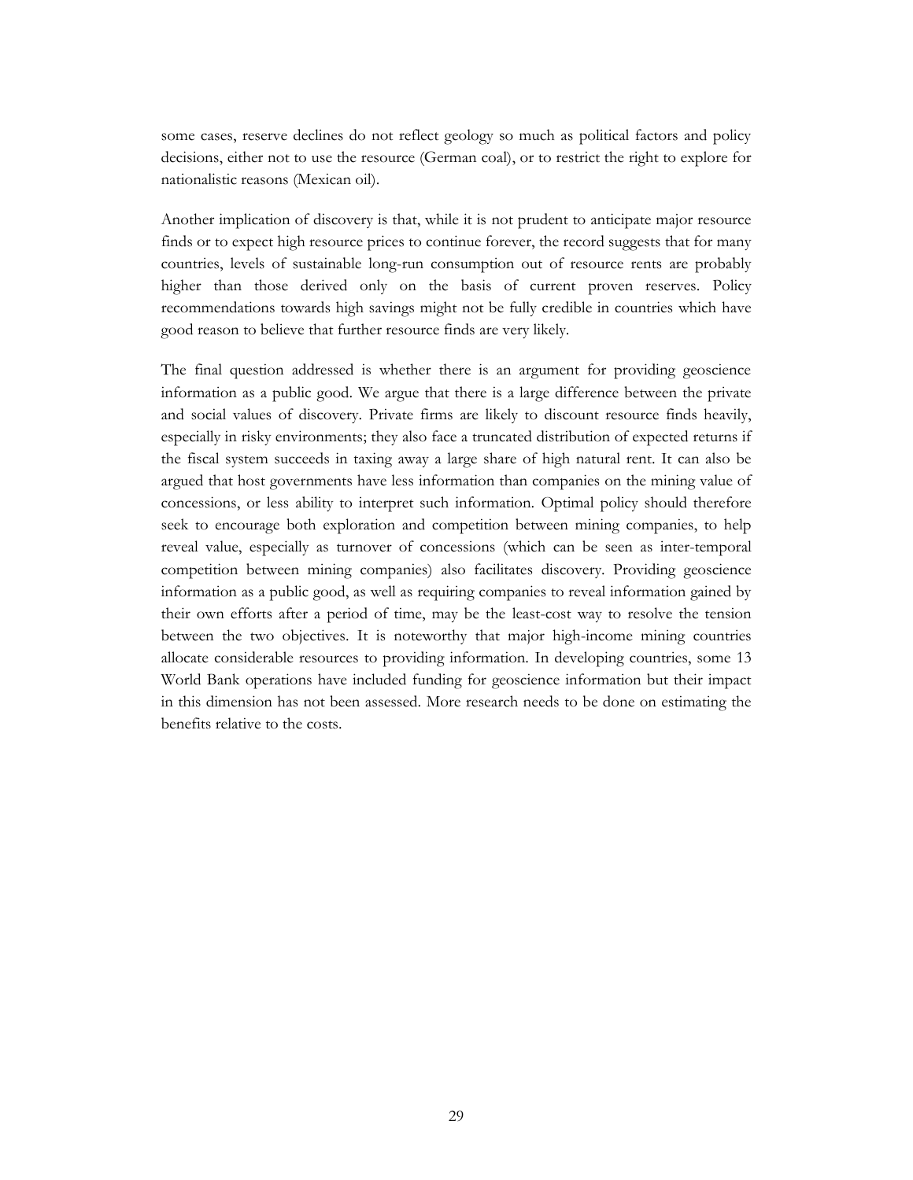some cases, reserve declines do not reflect geology so much as political factors and policy decisions, either not to use the resource (German coal), or to restrict the right to explore for nationalistic reasons (Mexican oil).

Another implication of discovery is that, while it is not prudent to anticipate major resource finds or to expect high resource prices to continue forever, the record suggests that for many countries, levels of sustainable long-run consumption out of resource rents are probably higher than those derived only on the basis of current proven reserves. Policy recommendations towards high savings might not be fully credible in countries which have good reason to believe that further resource finds are very likely.

The final question addressed is whether there is an argument for providing geoscience information as a public good. We argue that there is a large difference between the private and social values of discovery. Private firms are likely to discount resource finds heavily, especially in risky environments; they also face a truncated distribution of expected returns if the fiscal system succeeds in taxing away a large share of high natural rent. It can also be argued that host governments have less information than companies on the mining value of concessions, or less ability to interpret such information. Optimal policy should therefore seek to encourage both exploration and competition between mining companies, to help reveal value, especially as turnover of concessions (which can be seen as inter-temporal competition between mining companies) also facilitates discovery. Providing geoscience information as a public good, as well as requiring companies to reveal information gained by their own efforts after a period of time, may be the least-cost way to resolve the tension between the two objectives. It is noteworthy that major high-income mining countries allocate considerable resources to providing information. In developing countries, some 13 World Bank operations have included funding for geoscience information but their impact in this dimension has not been assessed. More research needs to be done on estimating the benefits relative to the costs.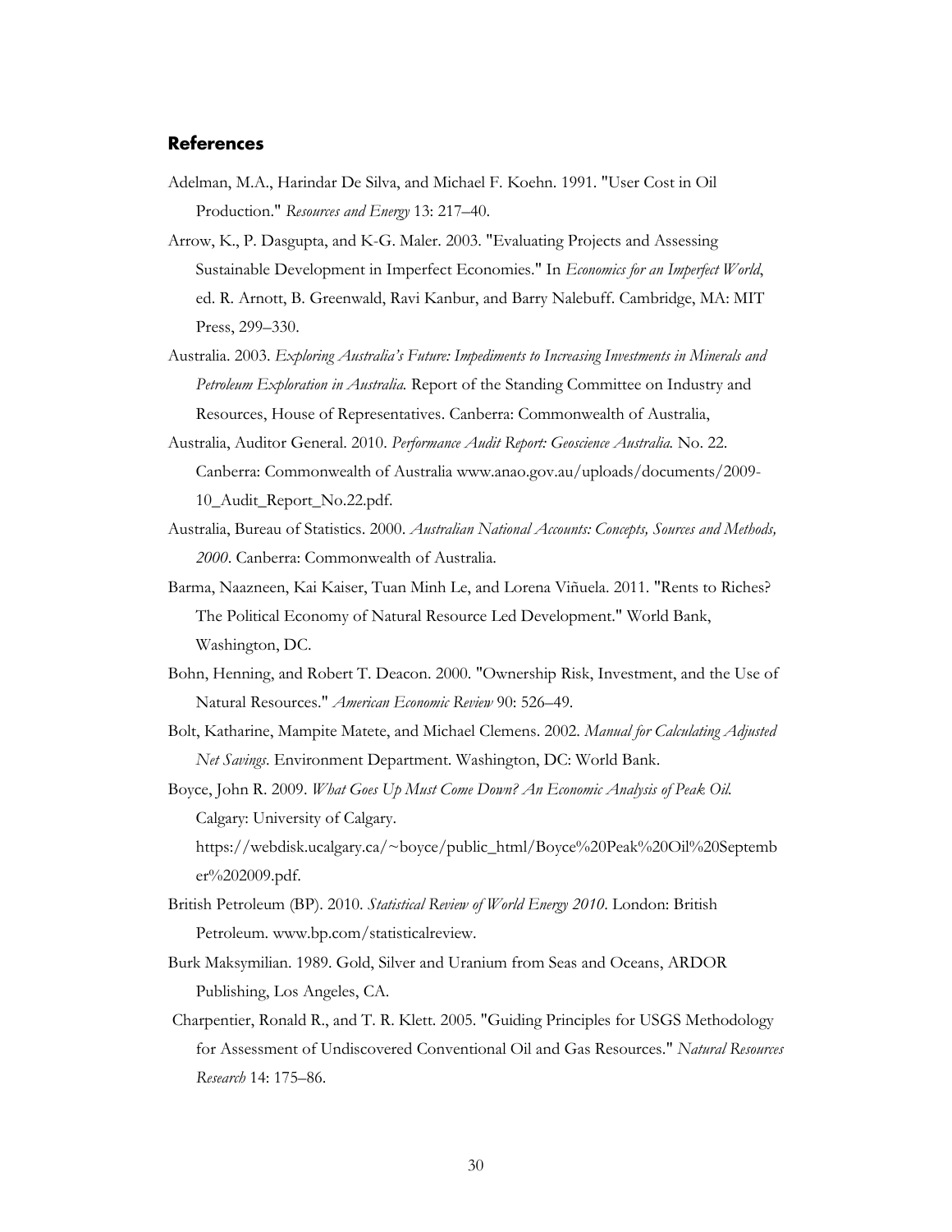## References

Adelman, M.A., Harindar De Silva, and Michael F. Koehn. 1991. "User Cost in Oil Production." *Resources and Energy* 13: 217–40.

Arrow, K., P. Dasgupta, and K-G. Maler. 2003. "Evaluating Projects and Assessing Sustainable Development in Imperfect Economies." In *Economics for an Imperfect World*, ed. R. Arnott, B. Greenwald, Ravi Kanbur, and Barry Nalebuff. Cambridge, MA: MIT Press, 299–330.

Australia. 2003. *Exploring Australia's Future: Impediments to Increasing Investments in Minerals and Petroleum Exploration in Australia.* Report of the Standing Committee on Industry and Resources, House of Representatives. Canberra: Commonwealth of Australia,

Australia, Auditor General. 2010. *Performance Audit Report: Geoscience Australia.* No. 22. Canberra: Commonwealth of Australia www.anao.gov.au/uploads/documents/2009-10_Audit_Report_No.22.pdf.

Australia, Bureau of Statistics. 2000. *Australian National Accounts: Concepts, Sources and Methods, 2000*. Canberra: Commonwealth of Australia.

Barma, Naazneen, Kai Kaiser, Tuan Minh Le, and Lorena Viñuela. 2011. "Rents to Riches? The Political Economy of Natural Resource Led Development." World Bank, Washington, DC.

Bohn, Henning, and Robert T. Deacon. 2000. "Ownership Risk, Investment, and the Use of Natural Resources." *American Economic Review* 90: 526–49.

Bolt, Katharine, Mampite Matete, and Michael Clemens. 2002. *Manual for Calculating Adjusted Net Savings*. Environment Department. Washington, DC: World Bank.

Boyce, John R. 2009. *What Goes Up Must Come Down? An Economic Analysis of Peak Oil.* Calgary: University of Calgary. https://webdisk.ucalgary.ca/~boyce/public_html/Boyce%20Peak%20Oil%20September%202009.pdf.

British Petroleum (BP). 2010. *Statistical Review of World Energy 2010*. London: British Petroleum. www.bp.com/statisticalreview.

Burk Maksymilian. 1989. Gold, Silver and Uranium from Seas and Oceans, ARDOR Publishing, Los Angeles, CA.

Charpentier, Ronald R., and T. R. Klett. 2005. "Guiding Principles for USGS Methodology for Assessment of Undiscovered Conventional Oil and Gas Resources." *Natural Resources Research* 14: 175–86.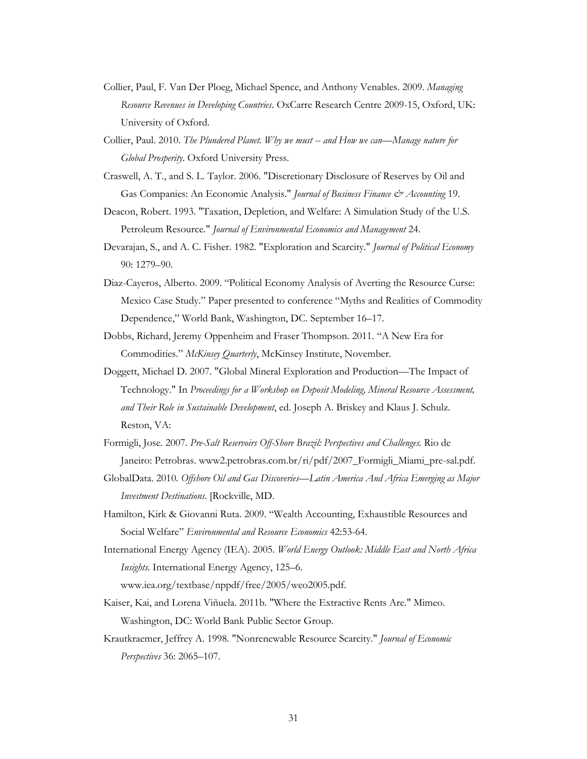Collier, Paul, F. Van Der Ploeg, Michael Spence, and Anthony Venables. 2009. *Managing Resource Revenues in Developing Countries*. OxCarre Research Centre 2009-15, Oxford, UK: University of Oxford.

Collier, Paul. 2010. *The Plundered Planet. Why we must -- and How we can—Manage nature for Global Prosperity*. Oxford University Press.

Craswell, A. T., and S. L. Taylor. 2006. "Discretionary Disclosure of Reserves by Oil and Gas Companies: An Economic Analysis." *Journal of Business Finance & Accounting* 19.

Deacon, Robert. 1993. "Taxation, Depletion, and Welfare: A Simulation Study of the U.S. Petroleum Resource." *Journal of Environmental Economics and Management* 24.

Devarajan, S., and A. C. Fisher. 1982. "Exploration and Scarcity." *Journal of Political Economy* 90: 1279–90.

Diaz-Cayeros, Alberto. 2009. "Political Economy Analysis of Averting the Resource Curse: Mexico Case Study." Paper presented to conference "Myths and Realities of Commodity Dependence," World Bank, Washington, DC. September 16–17.

Dobbs, Richard, Jeremy Oppenheim and Fraser Thompson. 2011. "A New Era for Commodities." *McKinsey Quarterly*, McKinsey Institute, November.

Doggett, Michael D. 2007. "Global Mineral Exploration and Production—The Impact of Technology." In *Proceedings for a Workshop on Deposit Modeling, Mineral Resource Assessment, and Their Role in Sustainable Development*, ed. Joseph A. Briskey and Klaus J. Schulz. Reston, VA:

Formigli, Jose. 2007. *Pre-Salt Reservoirs Off-Shore Brazil: Perspectives and Challenges.* Rio de Janeiro: Petrobras. www2.petrobras.com.br/ri/pdf/2007_Formigli_Miami_pre-sal.pdf.

GlobalData. 2010. *Offshore Oil and Gas Discoveries—Latin America And Africa Emerging as Major Investment Destinations*. [Rockville, MD.

Hamilton, Kirk & Giovanni Ruta. 2009. "Wealth Accounting, Exhaustible Resources and Social Welfare" *Environmental and Resource Economics* 42:53-64.

International Energy Agency (IEA). 2005. *World Energy Outlook: Middle East and North Africa Insights*. International Energy Agency, 125–6. www.iea.org/textbase/nppdf/free/2005/weo2005.pdf.

Kaiser, Kai, and Lorena Viñuela. 2011b. "Where the Extractive Rents Are." Mimeo. Washington, DC: World Bank Public Sector Group.

Krautkraemer, Jeffrey A. 1998. "Nonrenewable Resource Scarcity." *Journal of Economic Perspectives* 36: 2065–107.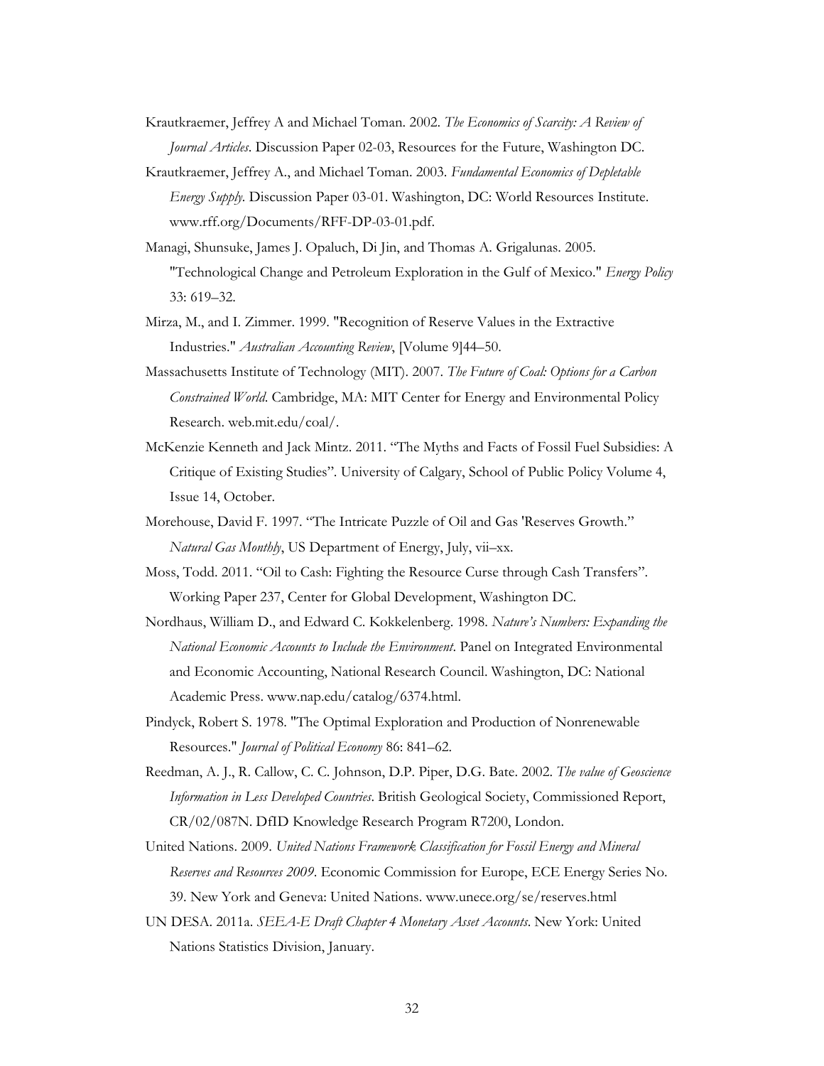Krautkraemer, Jeffrey A and Michael Toman. 2002. *The Economics of Scarcity: A Review of Journal Articles*. Discussion Paper 02-03, Resources for the Future, Washington DC.

Krautkraemer, Jeffrey A., and Michael Toman. 2003. *Fundamental Economics of Depletable Energy Supply.* Discussion Paper 03-01. Washington, DC: World Resources Institute. www.rff.org/Documents/RFF-DP-03-01.pdf.

Managi, Shunsuke, James J. Opaluch, Di Jin, and Thomas A. Grigalunas. 2005. "Technological Change and Petroleum Exploration in the Gulf of Mexico." *Energy Policy* 33: 619–32.

Mirza, M., and I. Zimmer. 1999. "Recognition of Reserve Values in the Extractive Industries." *Australian Accounting Review*, [Volume 9]44–50.

Massachusetts Institute of Technology (MIT). 2007. *The Future of Coal: Options for a Carbon Constrained World.* Cambridge, MA: MIT Center for Energy and Environmental Policy Research. web.mit.edu/coal/.

McKenzie Kenneth and Jack Mintz. 2011. "The Myths and Facts of Fossil Fuel Subsidies: A Critique of Existing Studies". University of Calgary, School of Public Policy Volume 4, Issue 14, October.

Morehouse, David F. 1997. "The Intricate Puzzle of Oil and Gas 'Reserves Growth." *Natural Gas Monthly*, US Department of Energy, July, vii–xx.

Moss, Todd. 2011. "Oil to Cash: Fighting the Resource Curse through Cash Transfers". Working Paper 237, Center for Global Development, Washington DC.

Nordhaus, William D., and Edward C. Kokkelenberg. 1998. *Nature's Numbers: Expanding the National Economic Accounts to Include the Environment*. Panel on Integrated Environmental and Economic Accounting, National Research Council. Washington, DC: National Academic Press. www.nap.edu/catalog/6374.html.

Pindyck, Robert S. 1978. "The Optimal Exploration and Production of Nonrenewable Resources." *Journal of Political Economy* 86: 841–62.

Reedman, A. J., R. Callow, C. C. Johnson, D.P. Piper, D.G. Bate. 2002. *The value of Geoscience Information in Less Developed Countries*. British Geological Society, Commissioned Report, CR/02/087N. DfID Knowledge Research Program R7200, London.

United Nations. 2009. *United Nations Framework Classification for Fossil Energy and Mineral Reserves and Resources 2009*. Economic Commission for Europe, ECE Energy Series No. 39. New York and Geneva: United Nations. www.unece.org/se/reserves.html

UN DESA. 2011a. *SEEA-E Draft Chapter 4 Monetary Asset Accounts*. New York: United Nations Statistics Division, January.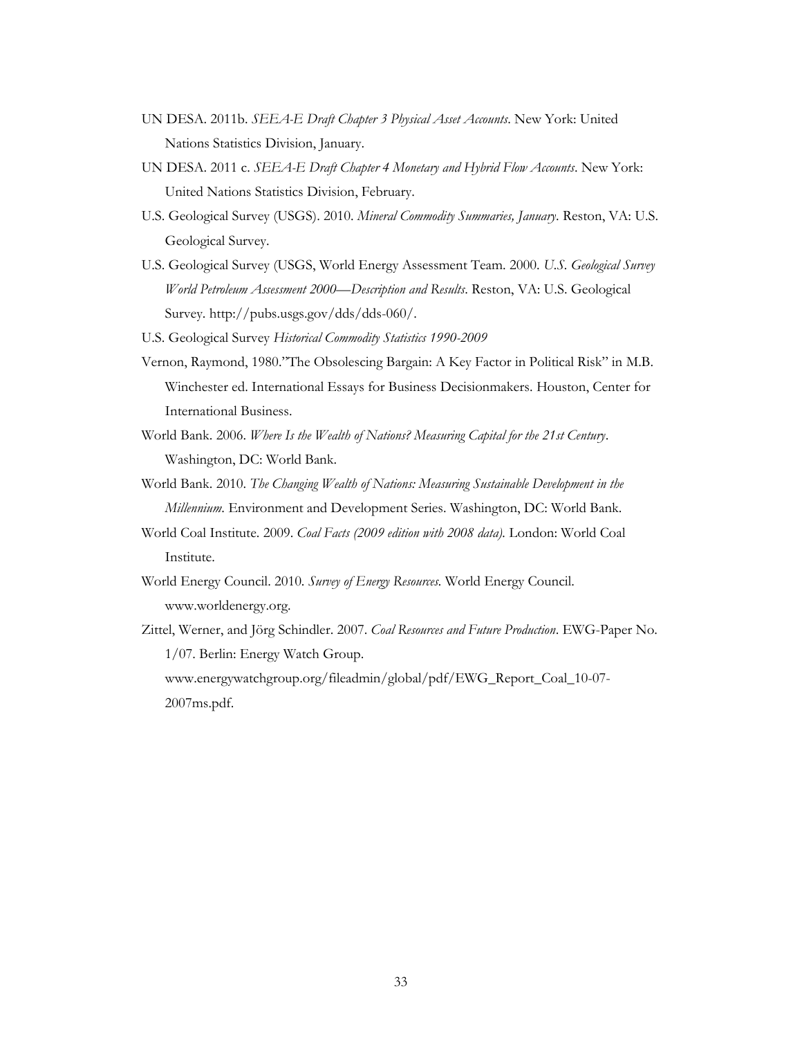UN DESA. 2011b. *SEEA-E Draft Chapter 3 Physical Asset Accounts*. New York: United Nations Statistics Division, January.

UN DESA. 2011 c. *SEEA-E Draft Chapter 4 Monetary and Hybrid Flow Accounts*. New York: United Nations Statistics Division, February.

U.S. Geological Survey (USGS). 2010. *Mineral Commodity Summaries, January*. Reston, VA: U.S. Geological Survey.

U.S. Geological Survey (USGS, World Energy Assessment Team. 2000. *U.S. Geological Survey World Petroleum Assessment 2000—Description and Results*. Reston, VA: U.S. Geological Survey. http://pubs.usgs.gov/dds/dds-060/.

U.S. Geological Survey *Historical Commodity Statistics 1990-2009*

Vernon, Raymond, 1980."The Obsolescing Bargain: A Key Factor in Political Risk" in M.B. Winchester ed. International Essays for Business Decisionmakers. Houston, Center for International Business.

World Bank. 2006. *Where Is the Wealth of Nations? Measuring Capital for the 21st Century*. Washington, DC: World Bank.

World Bank. 2010. *The Changing Wealth of Nations: Measuring Sustainable Development in the Millennium.* Environment and Development Series. Washington, DC: World Bank.

World Coal Institute. 2009. *Coal Facts (2009 edition with 2008 data).* London: World Coal Institute.

World Energy Council. 2010. *Survey of Energy Resources.* World Energy Council. www.worldenergy.org.

Zittel, Werner, and Jörg Schindler. 2007. *Coal Resources and Future Production*. EWG-Paper No. 1/07. Berlin: Energy Watch Group. www.energywatchgroup.org/fileadmin/global/pdf/EWG_Report_Coal_10-07-2007ms.pdf.